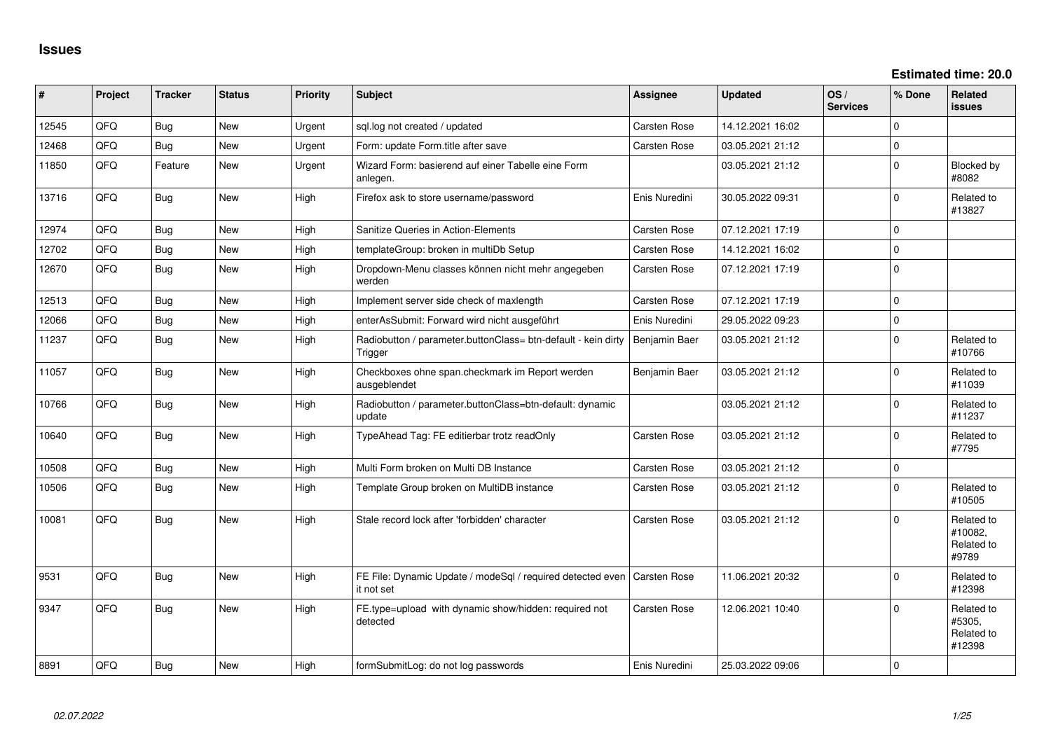# Issues

**Estimated time: 20.0**

| # | Project | Tracker | Status | Priority | Subject | Assignee | Updated | OS / Services | % Done | Related issues |
|---|---|---|---|---|---|---|---|---|---|---|
| 12545 | QFQ | Bug | New | Urgent | sql.log not created / updated | Carsten Rose | 14.12.2021 16:02 | | 0 | |
| 12468 | QFQ | Bug | New | Urgent | Form: update Form.title after save | Carsten Rose | 03.05.2021 21:12 | | 0 | |
| 11850 | QFQ | Feature | New | Urgent | Wizard Form: basierend auf einer Tabelle eine Form anlegen. | | 03.05.2021 21:12 | | 0 | Blocked by #8082 |
| 13716 | QFQ | Bug | New | High | Firefox ask to store username/password | Enis Nuredini | 30.05.2022 09:31 | | 0 | Related to #13827 |
| 12974 | QFQ | Bug | New | High | Sanitize Queries in Action-Elements | Carsten Rose | 07.12.2021 17:19 | | 0 | |
| 12702 | QFQ | Bug | New | High | templateGroup: broken in multiDb Setup | Carsten Rose | 14.12.2021 16:02 | | 0 | |
| 12670 | QFQ | Bug | New | High | Dropdown-Menu classes können nicht mehr angegeben werden | Carsten Rose | 07.12.2021 17:19 | | 0 | |
| 12513 | QFQ | Bug | New | High | Implement server side check of maxlength | Carsten Rose | 07.12.2021 17:19 | | 0 | |
| 12066 | QFQ | Bug | New | High | enterAsSubmit: Forward wird nicht ausgeführt | Enis Nuredini | 29.05.2022 09:23 | | 0 | |
| 11237 | QFQ | Bug | New | High | Radiobutton / parameter.buttonClass= btn-default - kein dirty Trigger | Benjamin Baer | 03.05.2021 21:12 | | 0 | Related to #10766 |
| 11057 | QFQ | Bug | New | High | Checkboxes ohne span.checkmark im Report werden ausgeblendet | Benjamin Baer | 03.05.2021 21:12 | | 0 | Related to #11039 |
| 10766 | QFQ | Bug | New | High | Radiobutton / parameter.buttonClass=btn-default: dynamic update | | 03.05.2021 21:12 | | 0 | Related to #11237 |
| 10640 | QFQ | Bug | New | High | TypeAhead Tag: FE editierbar trotz readOnly | Carsten Rose | 03.05.2021 21:12 | | 0 | Related to #7795 |
| 10508 | QFQ | Bug | New | High | Multi Form broken on Multi DB Instance | Carsten Rose | 03.05.2021 21:12 | | 0 | |
| 10506 | QFQ | Bug | New | High | Template Group broken on MultiDB instance | Carsten Rose | 03.05.2021 21:12 | | 0 | Related to #10505 |
| 10081 | QFQ | Bug | New | High | Stale record lock after 'forbidden' character | Carsten Rose | 03.05.2021 21:12 | | 0 | Related to #10082, Related to #9789 |
| 9531 | QFQ | Bug | New | High | FE File: Dynamic Update / modeSql / required detected even it not set | Carsten Rose | 11.06.2021 20:32 | | 0 | Related to #12398 |
| 9347 | QFQ | Bug | New | High | FE.type=upload with dynamic show/hidden: required not detected | Carsten Rose | 12.06.2021 10:40 | | 0 | Related to #5305, Related to #12398 |
| 8891 | QFQ | Bug | New | High | formSubmitLog: do not log passwords | Enis Nuredini | 25.03.2022 09:06 | | 0 | |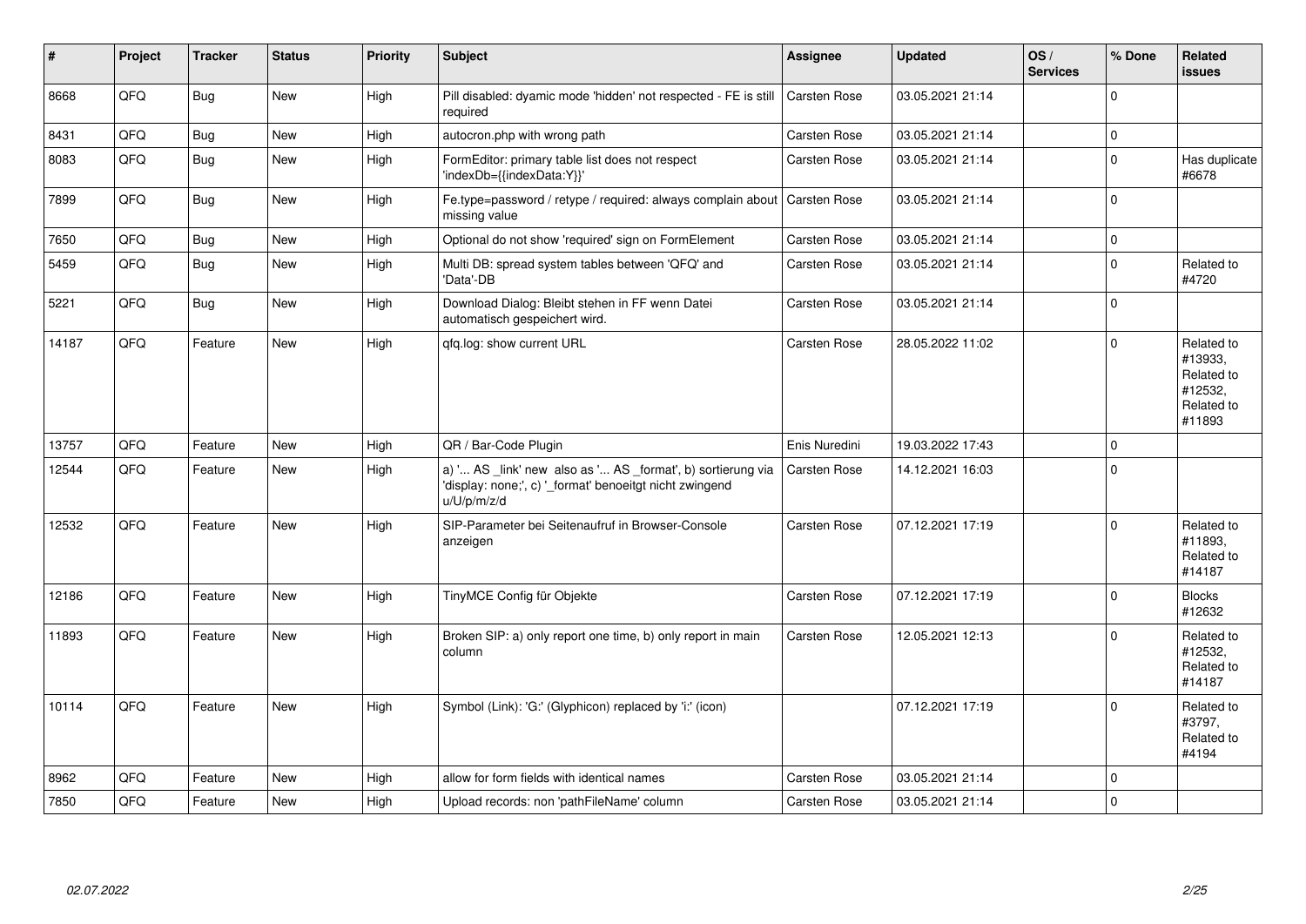| # | Project | Tracker | Status | Priority | Subject | Assignee | Updated | OS / Services | % Done | Related issues |
|---|---|---|---|---|---|---|---|---|---|---|
| 8668 | QFQ | Bug | New | High | Pill disabled: dyamic mode 'hidden' not respected - FE is still required | Carsten Rose | 03.05.2021 21:14 | | 0 | |
| 8431 | QFQ | Bug | New | High | autocron.php with wrong path | Carsten Rose | 03.05.2021 21:14 | | 0 | |
| 8083 | QFQ | Bug | New | High | FormEditor: primary table list does not respect 'indexDb={{indexData:Y}}' | Carsten Rose | 03.05.2021 21:14 | | 0 | Has duplicate #6678 |
| 7899 | QFQ | Bug | New | High | Fe.type=password / retype / required: always complain about missing value | Carsten Rose | 03.05.2021 21:14 | | 0 | |
| 7650 | QFQ | Bug | New | High | Optional do not show 'required' sign on FormElement | Carsten Rose | 03.05.2021 21:14 | | 0 | |
| 5459 | QFQ | Bug | New | High | Multi DB: spread system tables between 'QFQ' and 'Data'-DB | Carsten Rose | 03.05.2021 21:14 | | 0 | Related to #4720 |
| 5221 | QFQ | Bug | New | High | Download Dialog: Bleibt stehen in FF wenn Datei automatisch gespeichert wird. | Carsten Rose | 03.05.2021 21:14 | | 0 | |
| 14187 | QFQ | Feature | New | High | qfq.log: show current URL | Carsten Rose | 28.05.2022 11:02 | | 0 | Related to #13933, Related to #12532, Related to #11893 |
| 13757 | QFQ | Feature | New | High | QR / Bar-Code Plugin | Enis Nuredini | 19.03.2022 17:43 | | 0 | |
| 12544 | QFQ | Feature | New | High | a) '... AS _link' new also as '... AS _format', b) sortierung via 'display: none;', c) '_format' benoeitgt nicht zwingend u/U/p/m/z/d | Carsten Rose | 14.12.2021 16:03 | | 0 | |
| 12532 | QFQ | Feature | New | High | SIP-Parameter bei Seitenaufruf in Browser-Console anzeigen | Carsten Rose | 07.12.2021 17:19 | | 0 | Related to #11893, Related to #14187 |
| 12186 | QFQ | Feature | New | High | TinyMCE Config für Objekte | Carsten Rose | 07.12.2021 17:19 | | 0 | Blocks #12632 |
| 11893 | QFQ | Feature | New | High | Broken SIP: a) only report one time, b) only report in main column | Carsten Rose | 12.05.2021 12:13 | | 0 | Related to #12532, Related to #14187 |
| 10114 | QFQ | Feature | New | High | Symbol (Link): 'G:' (Glyphicon) replaced by 'i:' (icon) | | 07.12.2021 17:19 | | 0 | Related to #3797, Related to #4194 |
| 8962 | QFQ | Feature | New | High | allow for form fields with identical names | Carsten Rose | 03.05.2021 21:14 | | 0 | |
| 7850 | QFQ | Feature | New | High | Upload records: non 'pathFileName' column | Carsten Rose | 03.05.2021 21:14 | | 0 | |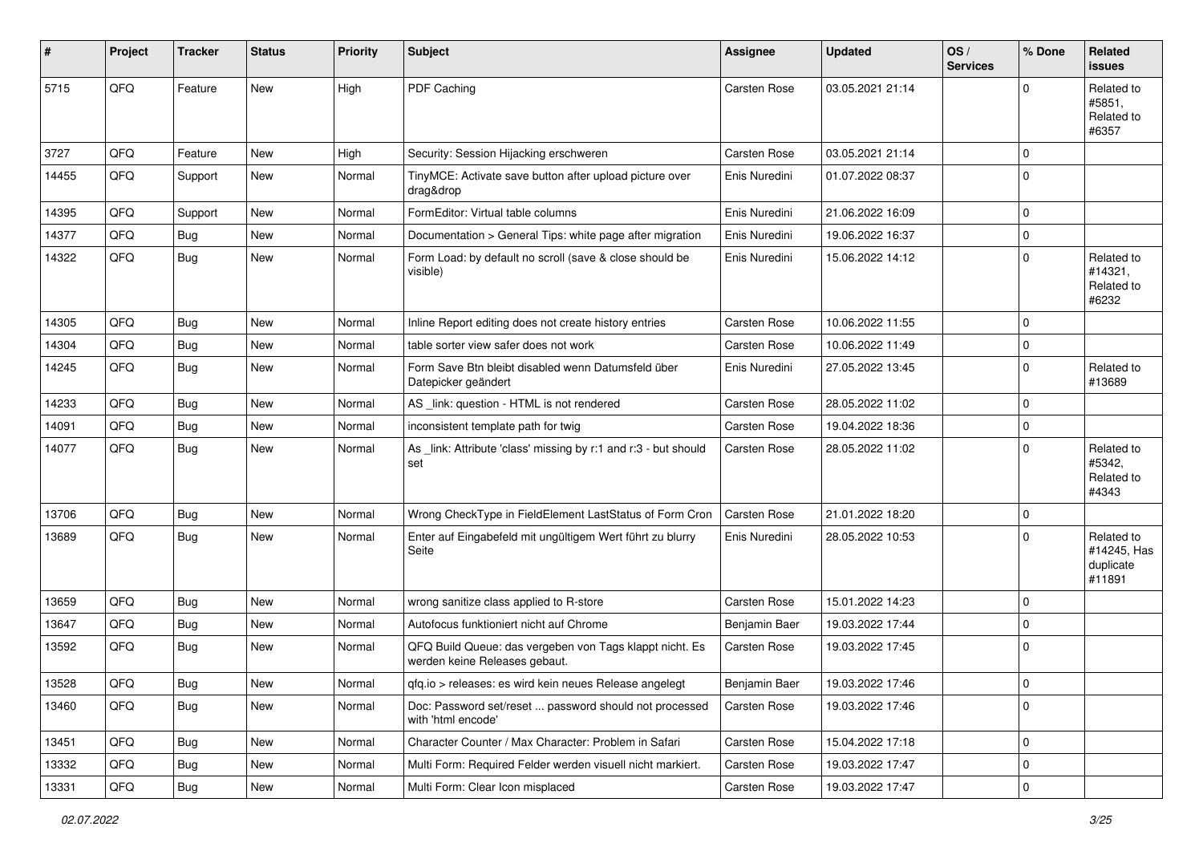| # | Project | Tracker | Status | Priority | Subject | Assignee | Updated | OS / Services | % Done | Related issues |
|---|---|---|---|---|---|---|---|---|---|---|
| 5715 | QFQ | Feature | New | High | PDF Caching | Carsten Rose | 03.05.2021 21:14 | | 0 | Related to #5851, Related to #6357 |
| 3727 | QFQ | Feature | New | High | Security: Session Hijacking erschweren | Carsten Rose | 03.05.2021 21:14 | | 0 | |
| 14455 | QFQ | Support | New | Normal | TinyMCE: Activate save button after upload picture over drag&drop | Enis Nuredini | 01.07.2022 08:37 | | 0 | |
| 14395 | QFQ | Support | New | Normal | FormEditor: Virtual table columns | Enis Nuredini | 21.06.2022 16:09 | | 0 | |
| 14377 | QFQ | Bug | New | Normal | Documentation > General Tips: white page after migration | Enis Nuredini | 19.06.2022 16:37 | | 0 | |
| 14322 | QFQ | Bug | New | Normal | Form Load: by default no scroll (save & close should be visible) | Enis Nuredini | 15.06.2022 14:12 | | 0 | Related to #14321, Related to #6232 |
| 14305 | QFQ | Bug | New | Normal | Inline Report editing does not create history entries | Carsten Rose | 10.06.2022 11:55 | | 0 | |
| 14304 | QFQ | Bug | New | Normal | table sorter view safer does not work | Carsten Rose | 10.06.2022 11:49 | | 0 | |
| 14245 | QFQ | Bug | New | Normal | Form Save Btn bleibt disabled wenn Datumsfeld über Datepicker geändert | Enis Nuredini | 27.05.2022 13:45 | | 0 | Related to #13689 |
| 14233 | QFQ | Bug | New | Normal | AS _link: question - HTML is not rendered | Carsten Rose | 28.05.2022 11:02 | | 0 | |
| 14091 | QFQ | Bug | New | Normal | inconsistent template path for twig | Carsten Rose | 19.04.2022 18:36 | | 0 | |
| 14077 | QFQ | Bug | New | Normal | As _link: Attribute 'class' missing by r:1 and r:3 - but should set | Carsten Rose | 28.05.2022 11:02 | | 0 | Related to #5342, Related to #4343 |
| 13706 | QFQ | Bug | New | Normal | Wrong CheckType in FieldElement LastStatus of Form Cron | Carsten Rose | 21.01.2022 18:20 | | 0 | |
| 13689 | QFQ | Bug | New | Normal | Enter auf Eingabefeld mit ungültigem Wert führt zu blurry Seite | Enis Nuredini | 28.05.2022 10:53 | | 0 | Related to #14245, Has duplicate #11891 |
| 13659 | QFQ | Bug | New | Normal | wrong sanitize class applied to R-store | Carsten Rose | 15.01.2022 14:23 | | 0 | |
| 13647 | QFQ | Bug | New | Normal | Autofocus funktioniert nicht auf Chrome | Benjamin Baer | 19.03.2022 17:44 | | 0 | |
| 13592 | QFQ | Bug | New | Normal | QFQ Build Queue: das vergeben von Tags klappt nicht. Es werden keine Releases gebaut. | Carsten Rose | 19.03.2022 17:45 | | 0 | |
| 13528 | QFQ | Bug | New | Normal | qfq.io > releases: es wird kein neues Release angelegt | Benjamin Baer | 19.03.2022 17:46 | | 0 | |
| 13460 | QFQ | Bug | New | Normal | Doc: Password set/reset ... password should not processed with 'html encode' | Carsten Rose | 19.03.2022 17:46 | | 0 | |
| 13451 | QFQ | Bug | New | Normal | Character Counter / Max Character: Problem in Safari | Carsten Rose | 15.04.2022 17:18 | | 0 | |
| 13332 | QFQ | Bug | New | Normal | Multi Form: Required Felder werden visuell nicht markiert. | Carsten Rose | 19.03.2022 17:47 | | 0 | |
| 13331 | QFQ | Bug | New | Normal | Multi Form: Clear Icon misplaced | Carsten Rose | 19.03.2022 17:47 | | 0 | |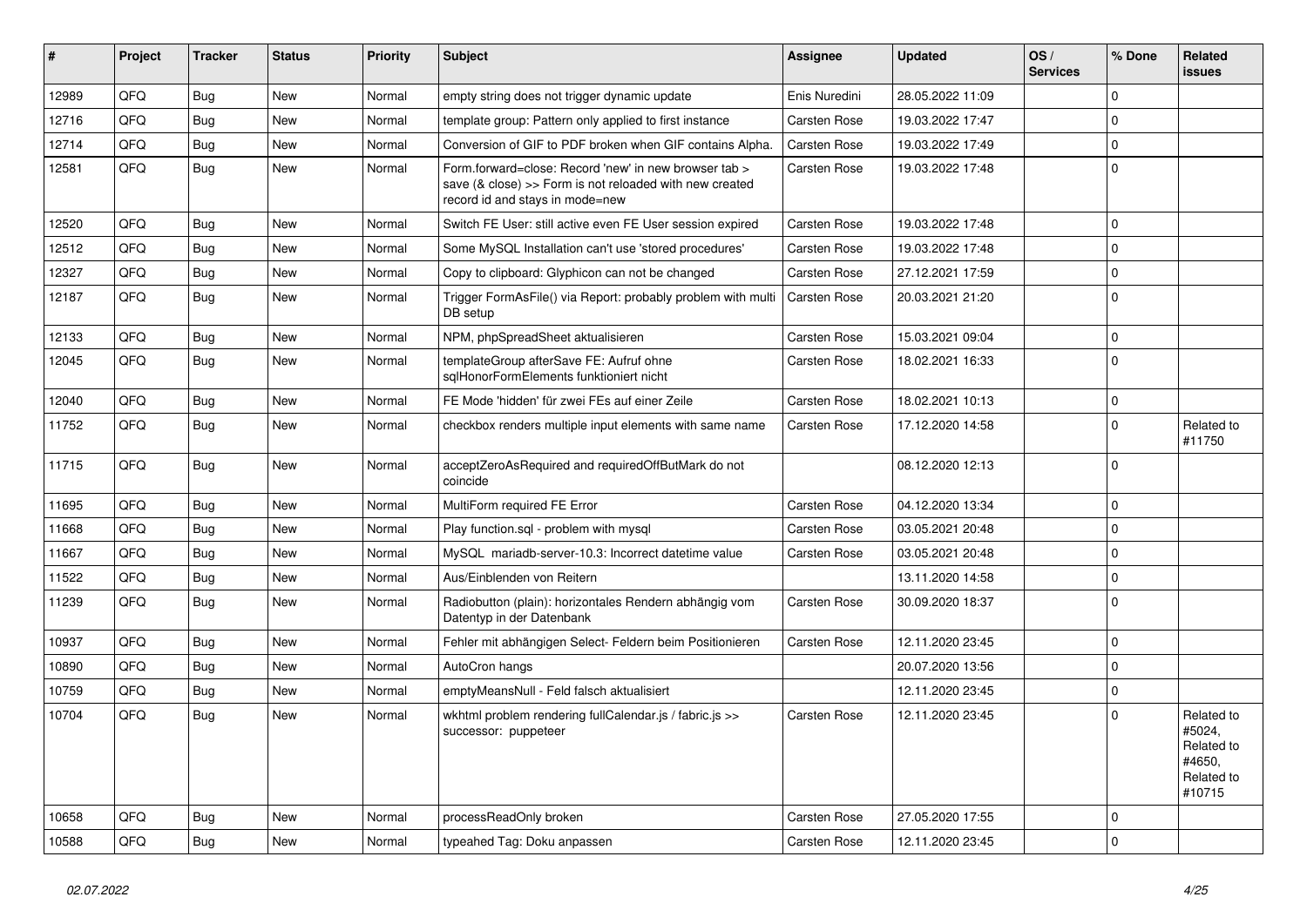| # | Project | Tracker | Status | Priority | Subject | Assignee | Updated | OS / Services | % Done | Related issues |
|---|---|---|---|---|---|---|---|---|---|---|
| 12989 | QFQ | Bug | New | Normal | empty string does not trigger dynamic update | Enis Nuredini | 28.05.2022 11:09 | | 0 | |
| 12716 | QFQ | Bug | New | Normal | template group: Pattern only applied to first instance | Carsten Rose | 19.03.2022 17:47 | | 0 | |
| 12714 | QFQ | Bug | New | Normal | Conversion of GIF to PDF broken when GIF contains Alpha. | Carsten Rose | 19.03.2022 17:49 | | 0 | |
| 12581 | QFQ | Bug | New | Normal | Form.forward=close: Record 'new' in new browser tab > save (& close) >> Form is not reloaded with new created record id and stays in mode=new | Carsten Rose | 19.03.2022 17:48 | | 0 | |
| 12520 | QFQ | Bug | New | Normal | Switch FE User: still active even FE User session expired | Carsten Rose | 19.03.2022 17:48 | | 0 | |
| 12512 | QFQ | Bug | New | Normal | Some MySQL Installation can't use 'stored procedures' | Carsten Rose | 19.03.2022 17:48 | | 0 | |
| 12327 | QFQ | Bug | New | Normal | Copy to clipboard: Glyphicon can not be changed | Carsten Rose | 27.12.2021 17:59 | | 0 | |
| 12187 | QFQ | Bug | New | Normal | Trigger FormAsFile() via Report: probably problem with multi DB setup | Carsten Rose | 20.03.2021 21:20 | | 0 | |
| 12133 | QFQ | Bug | New | Normal | NPM, phpSpreadSheet aktualisieren | Carsten Rose | 15.03.2021 09:04 | | 0 | |
| 12045 | QFQ | Bug | New | Normal | templateGroup afterSave FE: Aufruf ohne sqlHonorFormElements funktioniert nicht | Carsten Rose | 18.02.2021 16:33 | | 0 | |
| 12040 | QFQ | Bug | New | Normal | FE Mode 'hidden' für zwei FEs auf einer Zeile | Carsten Rose | 18.02.2021 10:13 | | 0 | |
| 11752 | QFQ | Bug | New | Normal | checkbox renders multiple input elements with same name | Carsten Rose | 17.12.2020 14:58 | | 0 | Related to #11750 |
| 11715 | QFQ | Bug | New | Normal | acceptZeroAsRequired and requiredOffButMark do not coincide | | 08.12.2020 12:13 | | 0 | |
| 11695 | QFQ | Bug | New | Normal | MultiForm required FE Error | Carsten Rose | 04.12.2020 13:34 | | 0 | |
| 11668 | QFQ | Bug | New | Normal | Play function.sql - problem with mysql | Carsten Rose | 03.05.2021 20:48 | | 0 | |
| 11667 | QFQ | Bug | New | Normal | MySQL mariadb-server-10.3: Incorrect datetime value | Carsten Rose | 03.05.2021 20:48 | | 0 | |
| 11522 | QFQ | Bug | New | Normal | Aus/Einblenden von Reitern | | 13.11.2020 14:58 | | 0 | |
| 11239 | QFQ | Bug | New | Normal | Radiobutton (plain): horizontales Rendern abhängig vom Datentyp in der Datenbank | Carsten Rose | 30.09.2020 18:37 | | 0 | |
| 10937 | QFQ | Bug | New | Normal | Fehler mit abhängigen Select- Feldern beim Positionieren | Carsten Rose | 12.11.2020 23:45 | | 0 | |
| 10890 | QFQ | Bug | New | Normal | AutoCron hangs | | 20.07.2020 13:56 | | 0 | |
| 10759 | QFQ | Bug | New | Normal | emptyMeansNull - Feld falsch aktualisiert | | 12.11.2020 23:45 | | 0 | |
| 10704 | QFQ | Bug | New | Normal | wkhtml problem rendering fullCalendar.js / fabric.js >> successor: puppeteer | Carsten Rose | 12.11.2020 23:45 | | 0 | Related to #5024, Related to #4650, Related to #10715 |
| 10658 | QFQ | Bug | New | Normal | processReadOnly broken | Carsten Rose | 27.05.2020 17:55 | | 0 | |
| 10588 | QFQ | Bug | New | Normal | typeahed Tag: Doku anpassen | Carsten Rose | 12.11.2020 23:45 | | 0 | |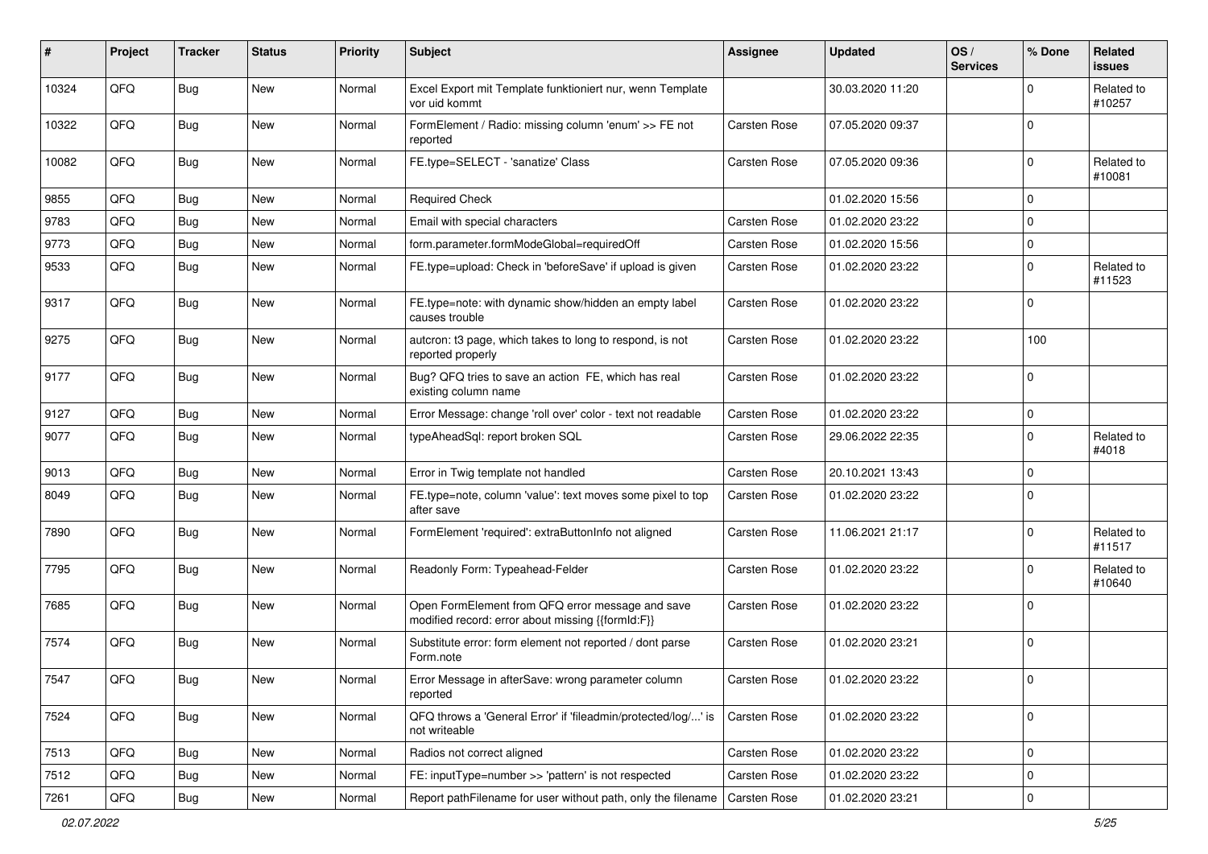| # | Project | Tracker | Status | Priority | Subject | Assignee | Updated | OS / Services | % Done | Related issues |
|---|---|---|---|---|---|---|---|---|---|---|
| 10324 | QFQ | Bug | New | Normal | Excel Export mit Template funktioniert nur, wenn Template vor uid kommt | | 30.03.2020 11:20 | | 0 | Related to #10257 |
| 10322 | QFQ | Bug | New | Normal | FormElement / Radio: missing column 'enum' >> FE not reported | Carsten Rose | 07.05.2020 09:37 | | 0 | |
| 10082 | QFQ | Bug | New | Normal | FE.type=SELECT - 'sanatize' Class | Carsten Rose | 07.05.2020 09:36 | | 0 | Related to #10081 |
| 9855 | QFQ | Bug | New | Normal | Required Check | | 01.02.2020 15:56 | | 0 | |
| 9783 | QFQ | Bug | New | Normal | Email with special characters | Carsten Rose | 01.02.2020 23:22 | | 0 | |
| 9773 | QFQ | Bug | New | Normal | form.parameter.formModeGlobal=requiredOff | Carsten Rose | 01.02.2020 15:56 | | 0 | |
| 9533 | QFQ | Bug | New | Normal | FE.type=upload: Check in 'beforeSave' if upload is given | Carsten Rose | 01.02.2020 23:22 | | 0 | Related to #11523 |
| 9317 | QFQ | Bug | New | Normal | FE.type=note: with dynamic show/hidden an empty label causes trouble | Carsten Rose | 01.02.2020 23:22 | | 0 | |
| 9275 | QFQ | Bug | New | Normal | autcron: t3 page, which takes to long to respond, is not reported properly | Carsten Rose | 01.02.2020 23:22 | | 100 | |
| 9177 | QFQ | Bug | New | Normal | Bug? QFQ tries to save an action FE, which has real existing column name | Carsten Rose | 01.02.2020 23:22 | | 0 | |
| 9127 | QFQ | Bug | New | Normal | Error Message: change 'roll over' color - text not readable | Carsten Rose | 01.02.2020 23:22 | | 0 | |
| 9077 | QFQ | Bug | New | Normal | typeAheadSql: report broken SQL | Carsten Rose | 29.06.2022 22:35 | | 0 | Related to #4018 |
| 9013 | QFQ | Bug | New | Normal | Error in Twig template not handled | Carsten Rose | 20.10.2021 13:43 | | 0 | |
| 8049 | QFQ | Bug | New | Normal | FE.type=note, column 'value': text moves some pixel to top after save | Carsten Rose | 01.02.2020 23:22 | | 0 | |
| 7890 | QFQ | Bug | New | Normal | FormElement 'required': extraButtonInfo not aligned | Carsten Rose | 11.06.2021 21:17 | | 0 | Related to #11517 |
| 7795 | QFQ | Bug | New | Normal | Readonly Form: Typeahead-Felder | Carsten Rose | 01.02.2020 23:22 | | 0 | Related to #10640 |
| 7685 | QFQ | Bug | New | Normal | Open FormElement from QFQ error message and save modified record: error about missing {{formId:F}} | Carsten Rose | 01.02.2020 23:22 | | 0 | |
| 7574 | QFQ | Bug | New | Normal | Substitute error: form element not reported / dont parse Form.note | Carsten Rose | 01.02.2020 23:21 | | 0 | |
| 7547 | QFQ | Bug | New | Normal | Error Message in afterSave: wrong parameter column reported | Carsten Rose | 01.02.2020 23:22 | | 0 | |
| 7524 | QFQ | Bug | New | Normal | QFQ throws a 'General Error' if 'fileadmin/protected/log/...' is not writeable | Carsten Rose | 01.02.2020 23:22 | | 0 | |
| 7513 | QFQ | Bug | New | Normal | Radios not correct aligned | Carsten Rose | 01.02.2020 23:22 | | 0 | |
| 7512 | QFQ | Bug | New | Normal | FE: inputType=number >> 'pattern' is not respected | Carsten Rose | 01.02.2020 23:22 | | 0 | |
| 7261 | QFQ | Bug | New | Normal | Report pathFilename for user without path, only the filename | Carsten Rose | 01.02.2020 23:21 | | 0 | |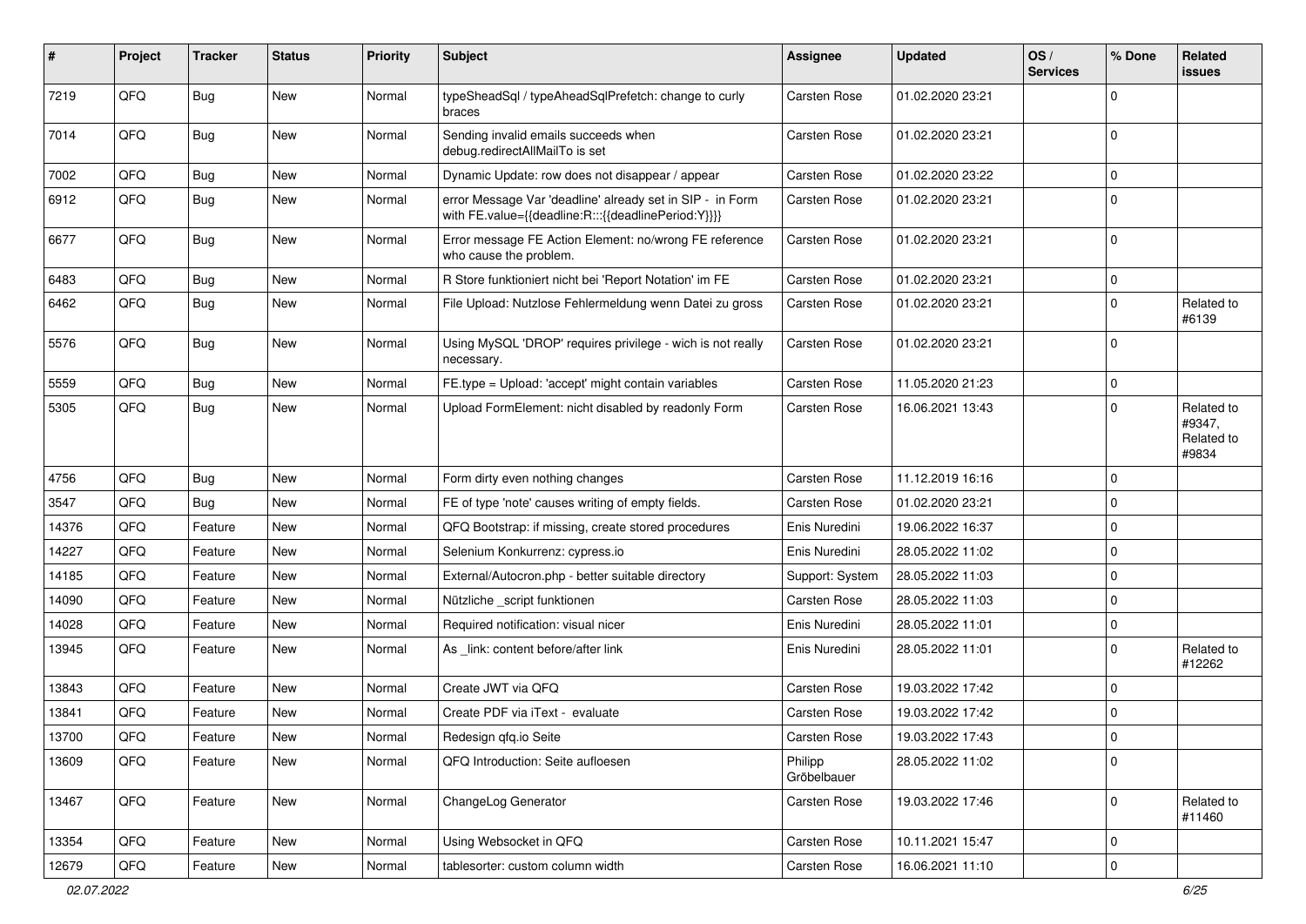| # | Project | Tracker | Status | Priority | Subject | Assignee | Updated | OS / Services | % Done | Related issues |
|---|---|---|---|---|---|---|---|---|---|---|
| 7219 | QFQ | Bug | New | Normal | typeSheadSql / typeAheadSqlPrefetch: change to curly braces | Carsten Rose | 01.02.2020 23:21 | | 0 | |
| 7014 | QFQ | Bug | New | Normal | Sending invalid emails succeeds when debug.redirectAllMailTo is set | Carsten Rose | 01.02.2020 23:21 | | 0 | |
| 7002 | QFQ | Bug | New | Normal | Dynamic Update: row does not disappear / appear | Carsten Rose | 01.02.2020 23:22 | | 0 | |
| 6912 | QFQ | Bug | New | Normal | error Message Var 'deadline' already set in SIP - in Form with FE.value={{deadline:R:::{{deadlinePeriod:Y}}}} | Carsten Rose | 01.02.2020 23:21 | | 0 | |
| 6677 | QFQ | Bug | New | Normal | Error message FE Action Element: no/wrong FE reference who cause the problem. | Carsten Rose | 01.02.2020 23:21 | | 0 | |
| 6483 | QFQ | Bug | New | Normal | R Store funktioniert nicht bei 'Report Notation' im FE | Carsten Rose | 01.02.2020 23:21 | | 0 | |
| 6462 | QFQ | Bug | New | Normal | File Upload: Nutzlose Fehlermeldung wenn Datei zu gross | Carsten Rose | 01.02.2020 23:21 | | 0 | Related to #6139 |
| 5576 | QFQ | Bug | New | Normal | Using MySQL 'DROP' requires privilege - wich is not really necessary. | Carsten Rose | 01.02.2020 23:21 | | 0 | |
| 5559 | QFQ | Bug | New | Normal | FE.type = Upload: 'accept' might contain variables | Carsten Rose | 11.05.2020 21:23 | | 0 | |
| 5305 | QFQ | Bug | New | Normal | Upload FormElement: nicht disabled by readonly Form | Carsten Rose | 16.06.2021 13:43 | | 0 | Related to #9347, Related to #9834 |
| 4756 | QFQ | Bug | New | Normal | Form dirty even nothing changes | Carsten Rose | 11.12.2019 16:16 | | 0 | |
| 3547 | QFQ | Bug | New | Normal | FE of type 'note' causes writing of empty fields. | Carsten Rose | 01.02.2020 23:21 | | 0 | |
| 14376 | QFQ | Feature | New | Normal | QFQ Bootstrap: if missing, create stored procedures | Enis Nuredini | 19.06.2022 16:37 | | 0 | |
| 14227 | QFQ | Feature | New | Normal | Selenium Konkurrenz: cypress.io | Enis Nuredini | 28.05.2022 11:02 | | 0 | |
| 14185 | QFQ | Feature | New | Normal | External/Autocron.php - better suitable directory | Support: System | 28.05.2022 11:03 | | 0 | |
| 14090 | QFQ | Feature | New | Normal | Nützliche _script funktionen | Carsten Rose | 28.05.2022 11:03 | | 0 | |
| 14028 | QFQ | Feature | New | Normal | Required notification: visual nicer | Enis Nuredini | 28.05.2022 11:01 | | 0 | |
| 13945 | QFQ | Feature | New | Normal | As _link: content before/after link | Enis Nuredini | 28.05.2022 11:01 | | 0 | Related to #12262 |
| 13843 | QFQ | Feature | New | Normal | Create JWT via QFQ | Carsten Rose | 19.03.2022 17:42 | | 0 | |
| 13841 | QFQ | Feature | New | Normal | Create PDF via iText - evaluate | Carsten Rose | 19.03.2022 17:42 | | 0 | |
| 13700 | QFQ | Feature | New | Normal | Redesign qfq.io Seite | Carsten Rose | 19.03.2022 17:43 | | 0 | |
| 13609 | QFQ | Feature | New | Normal | QFQ Introduction: Seite aufloesen | Philipp Gröbelbauer | 28.05.2022 11:02 | | 0 | |
| 13467 | QFQ | Feature | New | Normal | ChangeLog Generator | Carsten Rose | 19.03.2022 17:46 | | 0 | Related to #11460 |
| 13354 | QFQ | Feature | New | Normal | Using Websocket in QFQ | Carsten Rose | 10.11.2021 15:47 | | 0 | |
| 12679 | QFQ | Feature | New | Normal | tablesorter: custom column width | Carsten Rose | 16.06.2021 11:10 | | 0 | |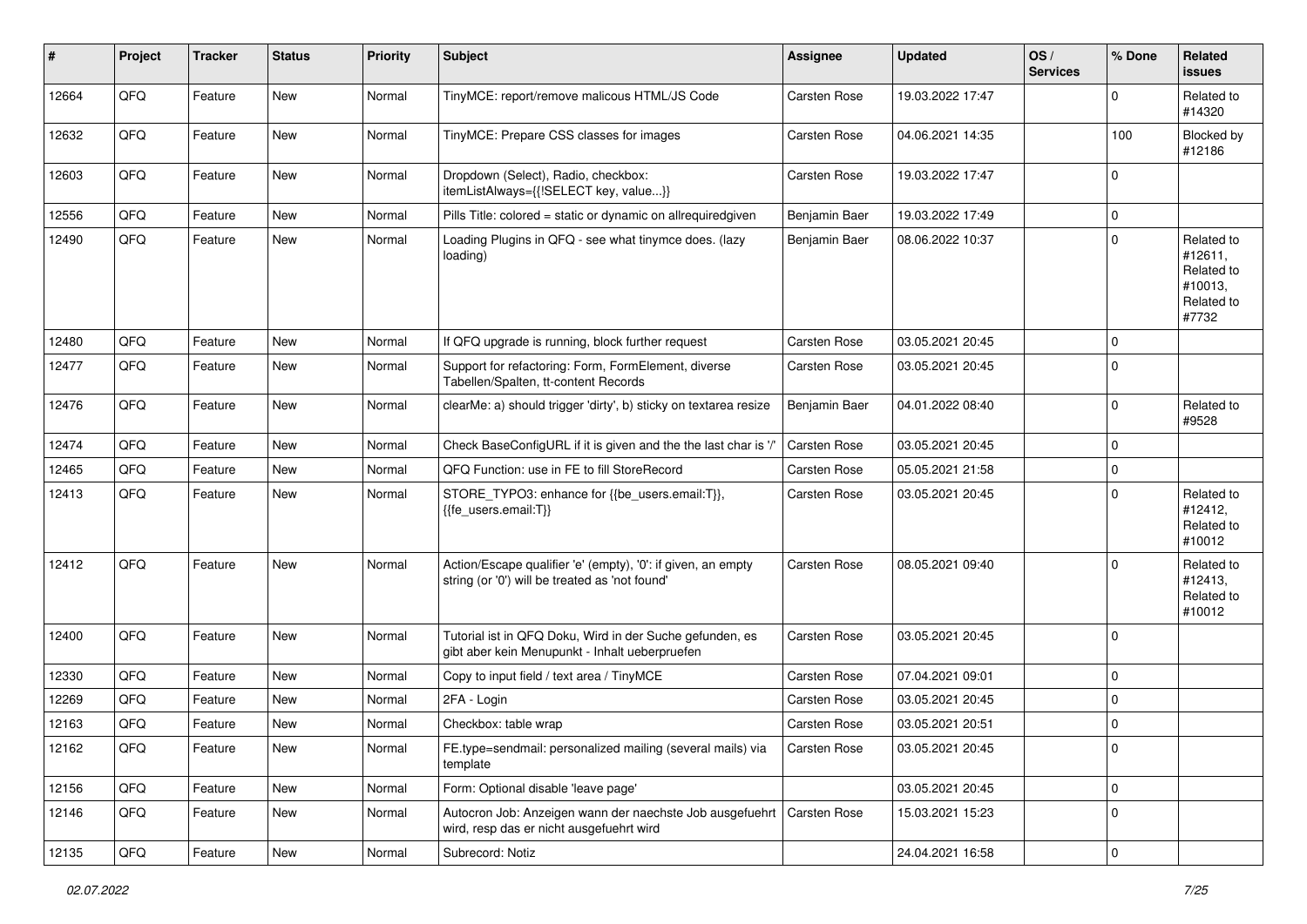| # | Project | Tracker | Status | Priority | Subject | Assignee | Updated | OS / Services | % Done | Related issues |
|---|---|---|---|---|---|---|---|---|---|---|
| 12664 | QFQ | Feature | New | Normal | TinyMCE: report/remove malicous HTML/JS Code | Carsten Rose | 19.03.2022 17:47 | | 0 | Related to #14320 |
| 12632 | QFQ | Feature | New | Normal | TinyMCE: Prepare CSS classes for images | Carsten Rose | 04.06.2021 14:35 | | 100 | Blocked by #12186 |
| 12603 | QFQ | Feature | New | Normal | Dropdown (Select), Radio, checkbox: itemListAlways={{!SELECT key, value...}} | Carsten Rose | 19.03.2022 17:47 | | 0 | |
| 12556 | QFQ | Feature | New | Normal | Pills Title: colored = static or dynamic on allrequiredgiven | Benjamin Baer | 19.03.2022 17:49 | | 0 | |
| 12490 | QFQ | Feature | New | Normal | Loading Plugins in QFQ - see what tinymce does. (lazy loading) | Benjamin Baer | 08.06.2022 10:37 | | 0 | Related to #12611, Related to #10013, Related to #7732 |
| 12480 | QFQ | Feature | New | Normal | If QFQ upgrade is running, block further request | Carsten Rose | 03.05.2021 20:45 | | 0 | |
| 12477 | QFQ | Feature | New | Normal | Support for refactoring: Form, FormElement, diverse Tabellen/Spalten, tt-content Records | Carsten Rose | 03.05.2021 20:45 | | 0 | |
| 12476 | QFQ | Feature | New | Normal | clearMe: a) should trigger 'dirty', b) sticky on textarea resize | Benjamin Baer | 04.01.2022 08:40 | | 0 | Related to #9528 |
| 12474 | QFQ | Feature | New | Normal | Check BaseConfigURL if it is given and the the last char is '/' | Carsten Rose | 03.05.2021 20:45 | | 0 | |
| 12465 | QFQ | Feature | New | Normal | QFQ Function: use in FE to fill StoreRecord | Carsten Rose | 05.05.2021 21:58 | | 0 | |
| 12413 | QFQ | Feature | New | Normal | STORE_TYPO3: enhance for {{be_users.email:T}}, {{fe_users.email:T}} | Carsten Rose | 03.05.2021 20:45 | | 0 | Related to #12412, Related to #10012 |
| 12412 | QFQ | Feature | New | Normal | Action/Escape qualifier 'e' (empty), '0': if given, an empty string (or '0') will be treated as 'not found' | Carsten Rose | 08.05.2021 09:40 | | 0 | Related to #12413, Related to #10012 |
| 12400 | QFQ | Feature | New | Normal | Tutorial ist in QFQ Doku, Wird in der Suche gefunden, es gibt aber kein Menupunkt - Inhalt ueberpruefen | Carsten Rose | 03.05.2021 20:45 | | 0 | |
| 12330 | QFQ | Feature | New | Normal | Copy to input field / text area / TinyMCE | Carsten Rose | 07.04.2021 09:01 | | 0 | |
| 12269 | QFQ | Feature | New | Normal | 2FA - Login | Carsten Rose | 03.05.2021 20:45 | | 0 | |
| 12163 | QFQ | Feature | New | Normal | Checkbox: table wrap | Carsten Rose | 03.05.2021 20:51 | | 0 | |
| 12162 | QFQ | Feature | New | Normal | FE.type=sendmail: personalized mailing (several mails) via template | Carsten Rose | 03.05.2021 20:45 | | 0 | |
| 12156 | QFQ | Feature | New | Normal | Form: Optional disable 'leave page' | | 03.05.2021 20:45 | | 0 | |
| 12146 | QFQ | Feature | New | Normal | Autocron Job: Anzeigen wann der naechste Job ausgefuehrt wird, resp das er nicht ausgefuehrt wird | Carsten Rose | 15.03.2021 15:23 | | 0 | |
| 12135 | QFQ | Feature | New | Normal | Subrecord: Notiz | | 24.04.2021 16:58 | | 0 | |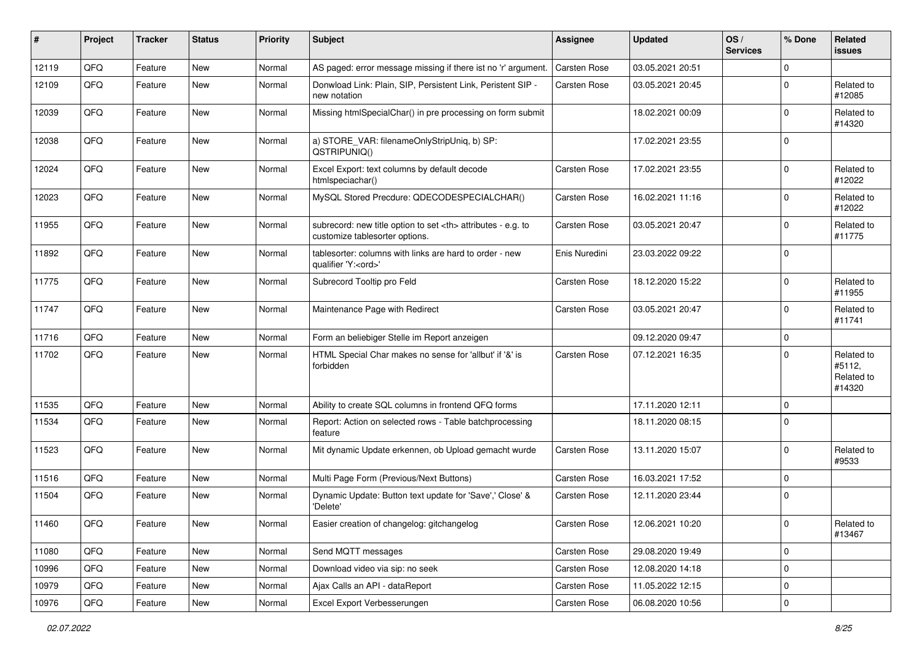| # | Project | Tracker | Status | Priority | Subject | Assignee | Updated | OS / Services | % Done | Related issues |
|---|---|---|---|---|---|---|---|---|---|---|
| 12119 | QFQ | Feature | New | Normal | AS paged: error message missing if there ist no 'r' argument. | Carsten Rose | 03.05.2021 20:51 | | 0 | |
| 12109 | QFQ | Feature | New | Normal | Donwload Link: Plain, SIP, Persistent Link, Peristent SIP - new notation | Carsten Rose | 03.05.2021 20:45 | | 0 | Related to #12085 |
| 12039 | QFQ | Feature | New | Normal | Missing htmlSpecialChar() in pre processing on form submit | | 18.02.2021 00:09 | | 0 | Related to #14320 |
| 12038 | QFQ | Feature | New | Normal | a) STORE_VAR: filenameOnlyStripUniq, b) SP: QSTRIPUNIQ() | | 17.02.2021 23:55 | | 0 | |
| 12024 | QFQ | Feature | New | Normal | Excel Export: text columns by default decode htmlspeciachar() | Carsten Rose | 17.02.2021 23:55 | | 0 | Related to #12022 |
| 12023 | QFQ | Feature | New | Normal | MySQL Stored Precdure: QDECODESPECIALCHAR() | Carsten Rose | 16.02.2021 11:16 | | 0 | Related to #12022 |
| 11955 | QFQ | Feature | New | Normal | subrecord: new title option to set <th> attributes - e.g. to customize tablesorter options. | Carsten Rose | 03.05.2021 20:47 | | 0 | Related to #11775 |
| 11892 | QFQ | Feature | New | Normal | tablesorter: columns with links are hard to order - new qualifier 'Y:<ord>' | Enis Nuredini | 23.03.2022 09:22 | | 0 | |
| 11775 | QFQ | Feature | New | Normal | Subrecord Tooltip pro Feld | Carsten Rose | 18.12.2020 15:22 | | 0 | Related to #11955 |
| 11747 | QFQ | Feature | New | Normal | Maintenance Page with Redirect | Carsten Rose | 03.05.2021 20:47 | | 0 | Related to #11741 |
| 11716 | QFQ | Feature | New | Normal | Form an beliebiger Stelle im Report anzeigen | | 09.12.2020 09:47 | | 0 | |
| 11702 | QFQ | Feature | New | Normal | HTML Special Char makes no sense for 'allbut' if '&' is forbidden | Carsten Rose | 07.12.2021 16:35 | | 0 | Related to #5112, Related to #14320 |
| 11535 | QFQ | Feature | New | Normal | Ability to create SQL columns in frontend QFQ forms | | 17.11.2020 12:11 | | 0 | |
| 11534 | QFQ | Feature | New | Normal | Report: Action on selected rows - Table batchprocessing feature | | 18.11.2020 08:15 | | 0 | |
| 11523 | QFQ | Feature | New | Normal | Mit dynamic Update erkennen, ob Upload gemacht wurde | Carsten Rose | 13.11.2020 15:07 | | 0 | Related to #9533 |
| 11516 | QFQ | Feature | New | Normal | Multi Page Form (Previous/Next Buttons) | Carsten Rose | 16.03.2021 17:52 | | 0 | |
| 11504 | QFQ | Feature | New | Normal | Dynamic Update: Button text update for 'Save',' Close' & 'Delete' | Carsten Rose | 12.11.2020 23:44 | | 0 | |
| 11460 | QFQ | Feature | New | Normal | Easier creation of changelog: gitchangelog | Carsten Rose | 12.06.2021 10:20 | | 0 | Related to #13467 |
| 11080 | QFQ | Feature | New | Normal | Send MQTT messages | Carsten Rose | 29.08.2020 19:49 | | 0 | |
| 10996 | QFQ | Feature | New | Normal | Download video via sip: no seek | Carsten Rose | 12.08.2020 14:18 | | 0 | |
| 10979 | QFQ | Feature | New | Normal | Ajax Calls an API - dataReport | Carsten Rose | 11.05.2022 12:15 | | 0 | |
| 10976 | QFQ | Feature | New | Normal | Excel Export Verbesserungen | Carsten Rose | 06.08.2020 10:56 | | 0 | |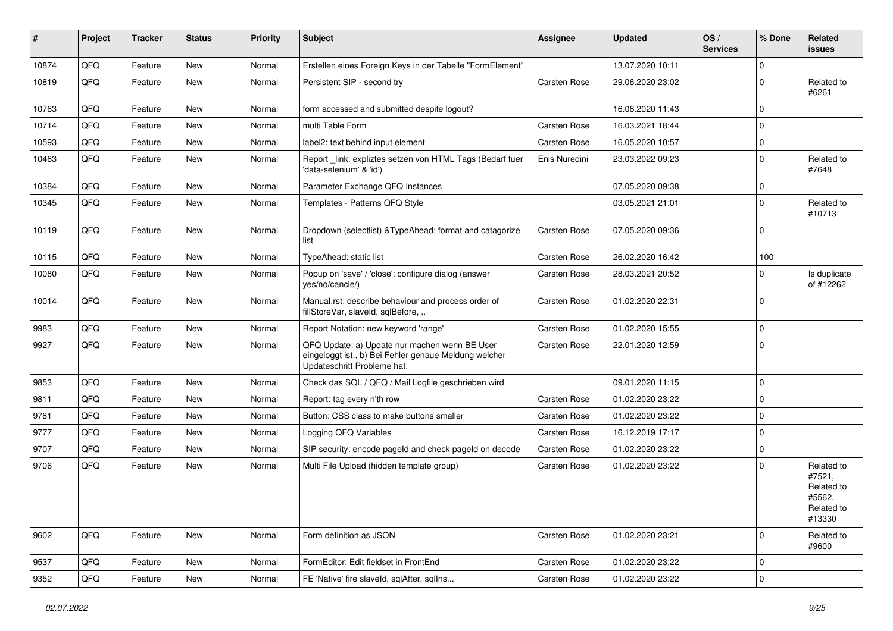| # | Project | Tracker | Status | Priority | Subject | Assignee | Updated | OS / Services | % Done | Related issues |
|---|---|---|---|---|---|---|---|---|---|---|
| 10874 | QFQ | Feature | New | Normal | Erstellen eines Foreign Keys in der Tabelle "FormElement" | | 13.07.2020 10:11 | | 0 | |
| 10819 | QFQ | Feature | New | Normal | Persistent SIP - second try | Carsten Rose | 29.06.2020 23:02 | | 0 | Related to #6261 |
| 10763 | QFQ | Feature | New | Normal | form accessed and submitted despite logout? | | 16.06.2020 11:43 | | 0 | |
| 10714 | QFQ | Feature | New | Normal | multi Table Form | Carsten Rose | 16.03.2021 18:44 | | 0 | |
| 10593 | QFQ | Feature | New | Normal | label2: text behind input element | Carsten Rose | 16.05.2020 10:57 | | 0 | |
| 10463 | QFQ | Feature | New | Normal | Report _link: expliztes setzen von HTML Tags (Bedarf fuer 'data-selenium' & 'id') | Enis Nuredini | 23.03.2022 09:23 | | 0 | Related to #7648 |
| 10384 | QFQ | Feature | New | Normal | Parameter Exchange QFQ Instances | | 07.05.2020 09:38 | | 0 | |
| 10345 | QFQ | Feature | New | Normal | Templates - Patterns QFQ Style | | 03.05.2021 21:01 | | 0 | Related to #10713 |
| 10119 | QFQ | Feature | New | Normal | Dropdown (selectlist) &TypeAhead: format and catagorize list | Carsten Rose | 07.05.2020 09:36 | | 0 | |
| 10115 | QFQ | Feature | New | Normal | TypeAhead: static list | Carsten Rose | 26.02.2020 16:42 | | 100 | |
| 10080 | QFQ | Feature | New | Normal | Popup on 'save' / 'close': configure dialog (answer yes/no/cancle/) | Carsten Rose | 28.03.2021 20:52 | | 0 | Is duplicate of #12262 |
| 10014 | QFQ | Feature | New | Normal | Manual.rst: describe behaviour and process order of fillStoreVar, slaveId, sqlBefore, .. | Carsten Rose | 01.02.2020 22:31 | | 0 | |
| 9983 | QFQ | Feature | New | Normal | Report Notation: new keyword 'range' | Carsten Rose | 01.02.2020 15:55 | | 0 | |
| 9927 | QFQ | Feature | New | Normal | QFQ Update: a) Update nur machen wenn BE User eingeloggt ist., b) Bei Fehler genaue Meldung welcher Updateschritt Probleme hat. | Carsten Rose | 22.01.2020 12:59 | | 0 | |
| 9853 | QFQ | Feature | New | Normal | Check das SQL / QFQ / Mail Logfile geschrieben wird | | 09.01.2020 11:15 | | 0 | |
| 9811 | QFQ | Feature | New | Normal | Report: tag every n'th row | Carsten Rose | 01.02.2020 23:22 | | 0 | |
| 9781 | QFQ | Feature | New | Normal | Button: CSS class to make buttons smaller | Carsten Rose | 01.02.2020 23:22 | | 0 | |
| 9777 | QFQ | Feature | New | Normal | Logging QFQ Variables | Carsten Rose | 16.12.2019 17:17 | | 0 | |
| 9707 | QFQ | Feature | New | Normal | SIP security: encode pageId and check pageId on decode | Carsten Rose | 01.02.2020 23:22 | | 0 | |
| 9706 | QFQ | Feature | New | Normal | Multi File Upload (hidden template group) | Carsten Rose | 01.02.2020 23:22 | | 0 | Related to #7521, Related to #5562, Related to #13330 |
| 9602 | QFQ | Feature | New | Normal | Form definition as JSON | Carsten Rose | 01.02.2020 23:21 | | 0 | Related to #9600 |
| 9537 | QFQ | Feature | New | Normal | FormEditor: Edit fieldset in FrontEnd | Carsten Rose | 01.02.2020 23:22 | | 0 | |
| 9352 | QFQ | Feature | New | Normal | FE 'Native' fire slaveId, sqlAfter, sqlIns... | Carsten Rose | 01.02.2020 23:22 | | 0 | |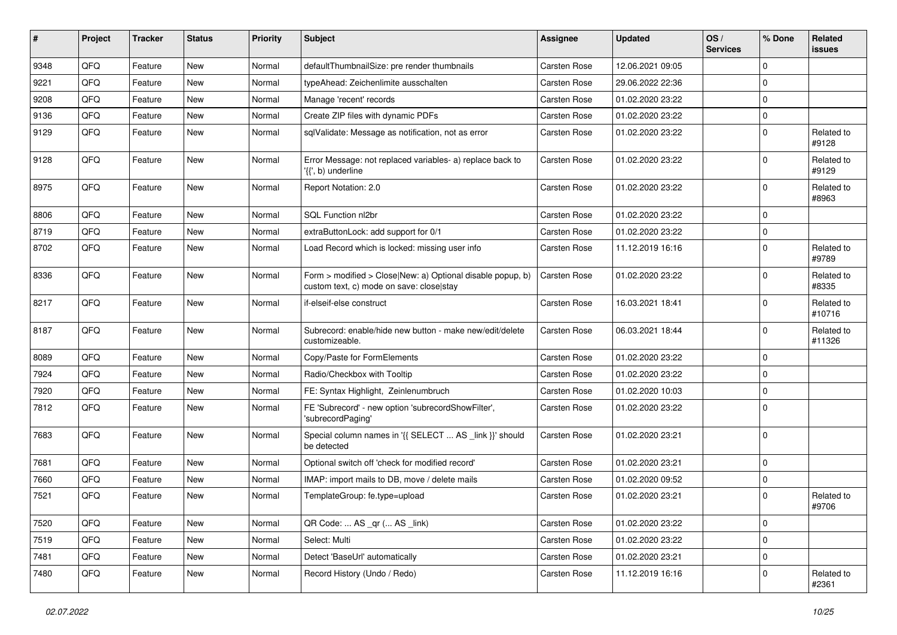| # | Project | Tracker | Status | Priority | Subject | Assignee | Updated | OS / Services | % Done | Related issues |
|---|---|---|---|---|---|---|---|---|---|---|
| 9348 | QFQ | Feature | New | Normal | defaultThumbnailSize: pre render thumbnails | Carsten Rose | 12.06.2021 09:05 | | 0 | |
| 9221 | QFQ | Feature | New | Normal | typeAhead: Zeichenlimite ausschalten | Carsten Rose | 29.06.2022 22:36 | | 0 | |
| 9208 | QFQ | Feature | New | Normal | Manage 'recent' records | Carsten Rose | 01.02.2020 23:22 | | 0 | |
| 9136 | QFQ | Feature | New | Normal | Create ZIP files with dynamic PDFs | Carsten Rose | 01.02.2020 23:22 | | 0 | |
| 9129 | QFQ | Feature | New | Normal | sqlValidate: Message as notification, not as error | Carsten Rose | 01.02.2020 23:22 | | 0 | Related to #9128 |
| 9128 | QFQ | Feature | New | Normal | Error Message: not replaced variables- a) replace back to '{{', b) underline | Carsten Rose | 01.02.2020 23:22 | | 0 | Related to #9129 |
| 8975 | QFQ | Feature | New | Normal | Report Notation: 2.0 | Carsten Rose | 01.02.2020 23:22 | | 0 | Related to #8963 |
| 8806 | QFQ | Feature | New | Normal | SQL Function nl2br | Carsten Rose | 01.02.2020 23:22 | | 0 | |
| 8719 | QFQ | Feature | New | Normal | extraButtonLock: add support for 0/1 | Carsten Rose | 01.02.2020 23:22 | | 0 | |
| 8702 | QFQ | Feature | New | Normal | Load Record which is locked: missing user info | Carsten Rose | 11.12.2019 16:16 | | 0 | Related to #9789 |
| 8336 | QFQ | Feature | New | Normal | Form > modified > Close\|New: a) Optional disable popup, b) custom text, c) mode on save: close\|stay | Carsten Rose | 01.02.2020 23:22 | | 0 | Related to #8335 |
| 8217 | QFQ | Feature | New | Normal | if-elseif-else construct | Carsten Rose | 16.03.2021 18:41 | | 0 | Related to #10716 |
| 8187 | QFQ | Feature | New | Normal | Subrecord: enable/hide new button - make new/edit/delete customizeable. | Carsten Rose | 06.03.2021 18:44 | | 0 | Related to #11326 |
| 8089 | QFQ | Feature | New | Normal | Copy/Paste for FormElements | Carsten Rose | 01.02.2020 23:22 | | 0 | |
| 7924 | QFQ | Feature | New | Normal | Radio/Checkbox with Tooltip | Carsten Rose | 01.02.2020 23:22 | | 0 | |
| 7920 | QFQ | Feature | New | Normal | FE: Syntax Highlight, Zeinlenumbruch | Carsten Rose | 01.02.2020 10:03 | | 0 | |
| 7812 | QFQ | Feature | New | Normal | FE 'Subrecord' - new option 'subrecordShowFilter', 'subrecordPaging' | Carsten Rose | 01.02.2020 23:22 | | 0 | |
| 7683 | QFQ | Feature | New | Normal | Special column names in '{{ SELECT ... AS _link }}' should be detected | Carsten Rose | 01.02.2020 23:21 | | 0 | |
| 7681 | QFQ | Feature | New | Normal | Optional switch off 'check for modified record' | Carsten Rose | 01.02.2020 23:21 | | 0 | |
| 7660 | QFQ | Feature | New | Normal | IMAP: import mails to DB, move / delete mails | Carsten Rose | 01.02.2020 09:52 | | 0 | |
| 7521 | QFQ | Feature | New | Normal | TemplateGroup: fe.type=upload | Carsten Rose | 01.02.2020 23:21 | | 0 | Related to #9706 |
| 7520 | QFQ | Feature | New | Normal | QR Code: ... AS _qr (... AS _link) | Carsten Rose | 01.02.2020 23:22 | | 0 | |
| 7519 | QFQ | Feature | New | Normal | Select: Multi | Carsten Rose | 01.02.2020 23:22 | | 0 | |
| 7481 | QFQ | Feature | New | Normal | Detect 'BaseUrl' automatically | Carsten Rose | 01.02.2020 23:21 | | 0 | |
| 7480 | QFQ | Feature | New | Normal | Record History (Undo / Redo) | Carsten Rose | 11.12.2019 16:16 | | 0 | Related to #2361 |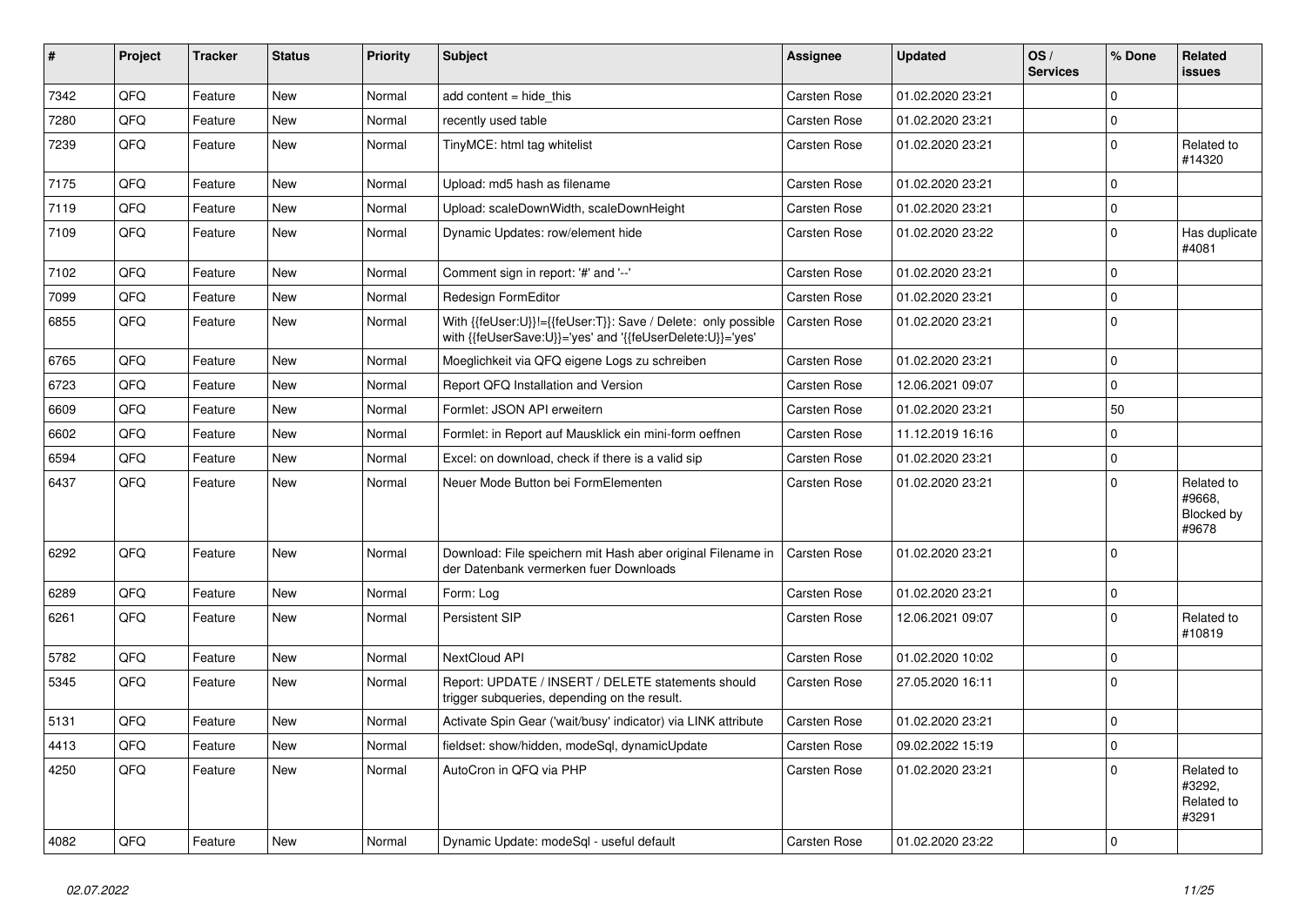| # | Project | Tracker | Status | Priority | Subject | Assignee | Updated | OS / Services | % Done | Related issues |
|---|---|---|---|---|---|---|---|---|---|---|
| 7342 | QFQ | Feature | New | Normal | add content = hide_this | Carsten Rose | 01.02.2020 23:21 | | 0 | |
| 7280 | QFQ | Feature | New | Normal | recently used table | Carsten Rose | 01.02.2020 23:21 | | 0 | |
| 7239 | QFQ | Feature | New | Normal | TinyMCE: html tag whitelist | Carsten Rose | 01.02.2020 23:21 | | 0 | Related to #14320 |
| 7175 | QFQ | Feature | New | Normal | Upload: md5 hash as filename | Carsten Rose | 01.02.2020 23:21 | | 0 | |
| 7119 | QFQ | Feature | New | Normal | Upload: scaleDownWidth, scaleDownHeight | Carsten Rose | 01.02.2020 23:21 | | 0 | |
| 7109 | QFQ | Feature | New | Normal | Dynamic Updates: row/element hide | Carsten Rose | 01.02.2020 23:22 | | 0 | Has duplicate #4081 |
| 7102 | QFQ | Feature | New | Normal | Comment sign in report: '#' and '--' | Carsten Rose | 01.02.2020 23:21 | | 0 | |
| 7099 | QFQ | Feature | New | Normal | Redesign FormEditor | Carsten Rose | 01.02.2020 23:21 | | 0 | |
| 6855 | QFQ | Feature | New | Normal | With {{feUser:U}}!={{feUser:T}}: Save / Delete: only possible with {{feUserSave:U}}='yes' and '{{feUserDelete:U}}='yes' | Carsten Rose | 01.02.2020 23:21 | | 0 | |
| 6765 | QFQ | Feature | New | Normal | Moeglichkeit via QFQ eigene Logs zu schreiben | Carsten Rose | 01.02.2020 23:21 | | 0 | |
| 6723 | QFQ | Feature | New | Normal | Report QFQ Installation and Version | Carsten Rose | 12.06.2021 09:07 | | 0 | |
| 6609 | QFQ | Feature | New | Normal | Formlet: JSON API erweitern | Carsten Rose | 01.02.2020 23:21 | | 50 | |
| 6602 | QFQ | Feature | New | Normal | Formlet: in Report auf Mausklick ein mini-form oeffnen | Carsten Rose | 11.12.2019 16:16 | | 0 | |
| 6594 | QFQ | Feature | New | Normal | Excel: on download, check if there is a valid sip | Carsten Rose | 01.02.2020 23:21 | | 0 | |
| 6437 | QFQ | Feature | New | Normal | Neuer Mode Button bei FormElementen | Carsten Rose | 01.02.2020 23:21 | | 0 | Related to #9668, Blocked by #9678 |
| 6292 | QFQ | Feature | New | Normal | Download: File speichern mit Hash aber original Filename in der Datenbank vermerken fuer Downloads | Carsten Rose | 01.02.2020 23:21 | | 0 | |
| 6289 | QFQ | Feature | New | Normal | Form: Log | Carsten Rose | 01.02.2020 23:21 | | 0 | |
| 6261 | QFQ | Feature | New | Normal | Persistent SIP | Carsten Rose | 12.06.2021 09:07 | | 0 | Related to #10819 |
| 5782 | QFQ | Feature | New | Normal | NextCloud API | Carsten Rose | 01.02.2020 10:02 | | 0 | |
| 5345 | QFQ | Feature | New | Normal | Report: UPDATE / INSERT / DELETE statements should trigger subqueries, depending on the result. | Carsten Rose | 27.05.2020 16:11 | | 0 | |
| 5131 | QFQ | Feature | New | Normal | Activate Spin Gear ('wait/busy' indicator) via LINK attribute | Carsten Rose | 01.02.2020 23:21 | | 0 | |
| 4413 | QFQ | Feature | New | Normal | fieldset: show/hidden, modeSql, dynamicUpdate | Carsten Rose | 09.02.2022 15:19 | | 0 | |
| 4250 | QFQ | Feature | New | Normal | AutoCron in QFQ via PHP | Carsten Rose | 01.02.2020 23:21 | | 0 | Related to #3292, Related to #3291 |
| 4082 | QFQ | Feature | New | Normal | Dynamic Update: modeSql - useful default | Carsten Rose | 01.02.2020 23:22 | | 0 | |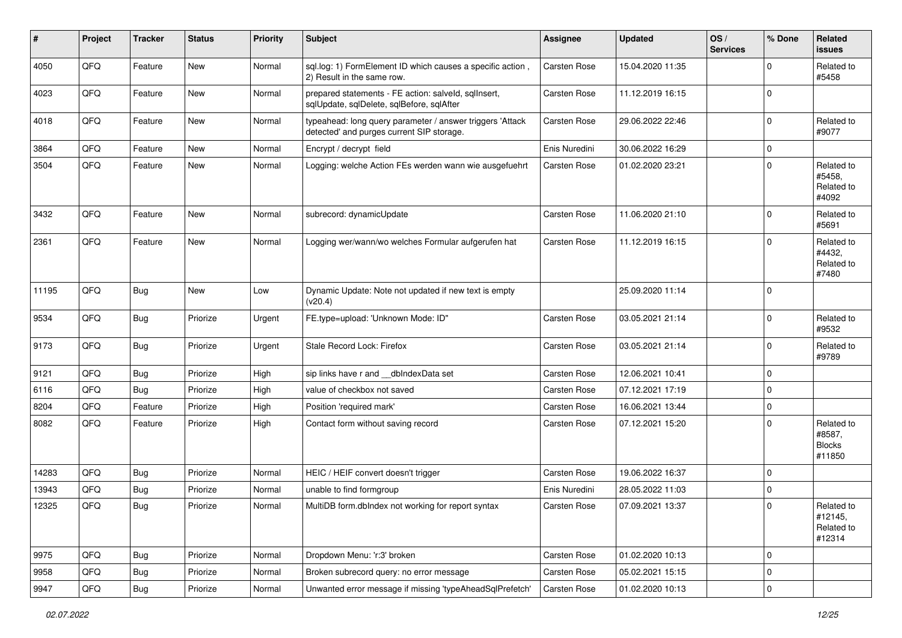| # | Project | Tracker | Status | Priority | Subject | Assignee | Updated | OS / Services | % Done | Related issues |
|---|---|---|---|---|---|---|---|---|---|---|
| 4050 | QFQ | Feature | New | Normal | sql.log: 1) FormElement ID which causes a specific action , 2) Result in the same row. | Carsten Rose | 15.04.2020 11:35 | | 0 | Related to #5458 |
| 4023 | QFQ | Feature | New | Normal | prepared statements - FE action: salveld, sqlInsert, sqlUpdate, sqlDelete, sqlBefore, sqlAfter | Carsten Rose | 11.12.2019 16:15 | | 0 | |
| 4018 | QFQ | Feature | New | Normal | typeahead: long query parameter / answer triggers 'Attack detected' and purges current SIP storage. | Carsten Rose | 29.06.2022 22:46 | | 0 | Related to #9077 |
| 3864 | QFQ | Feature | New | Normal | Encrypt / decrypt field | Enis Nuredini | 30.06.2022 16:29 | | 0 | |
| 3504 | QFQ | Feature | New | Normal | Logging: welche Action FEs werden wann wie ausgefuehrt | Carsten Rose | 01.02.2020 23:21 | | 0 | Related to #5458, Related to #4092 |
| 3432 | QFQ | Feature | New | Normal | subrecord: dynamicUpdate | Carsten Rose | 11.06.2020 21:10 | | 0 | Related to #5691 |
| 2361 | QFQ | Feature | New | Normal | Logging wer/wann/wo welches Formular aufgerufen hat | Carsten Rose | 11.12.2019 16:15 | | 0 | Related to #4432, Related to #7480 |
| 11195 | QFQ | Bug | New | Low | Dynamic Update: Note not updated if new text is empty (v20.4) | | 25.09.2020 11:14 | | 0 | |
| 9534 | QFQ | Bug | Priorize | Urgent | FE.type=upload: 'Unknown Mode: ID" | Carsten Rose | 03.05.2021 21:14 | | 0 | Related to #9532 |
| 9173 | QFQ | Bug | Priorize | Urgent | Stale Record Lock: Firefox | Carsten Rose | 03.05.2021 21:14 | | 0 | Related to #9789 |
| 9121 | QFQ | Bug | Priorize | High | sip links have r and __dbIndexData set | Carsten Rose | 12.06.2021 10:41 | | 0 | |
| 6116 | QFQ | Bug | Priorize | High | value of checkbox not saved | Carsten Rose | 07.12.2021 17:19 | | 0 | |
| 8204 | QFQ | Feature | Priorize | High | Position 'required mark' | Carsten Rose | 16.06.2021 13:44 | | 0 | |
| 8082 | QFQ | Feature | Priorize | High | Contact form without saving record | Carsten Rose | 07.12.2021 15:20 | | 0 | Related to #8587, Blocks #11850 |
| 14283 | QFQ | Bug | Priorize | Normal | HEIC / HEIF convert doesn't trigger | Carsten Rose | 19.06.2022 16:37 | | 0 | |
| 13943 | QFQ | Bug | Priorize | Normal | unable to find formgroup | Enis Nuredini | 28.05.2022 11:03 | | 0 | |
| 12325 | QFQ | Bug | Priorize | Normal | MultiDB form.dbIndex not working for report syntax | Carsten Rose | 07.09.2021 13:37 | | 0 | Related to #12145, Related to #12314 |
| 9975 | QFQ | Bug | Priorize | Normal | Dropdown Menu: 'r:3' broken | Carsten Rose | 01.02.2020 10:13 | | 0 | |
| 9958 | QFQ | Bug | Priorize | Normal | Broken subrecord query: no error message | Carsten Rose | 05.02.2021 15:15 | | 0 | |
| 9947 | QFQ | Bug | Priorize | Normal | Unwanted error message if missing 'typeAheadSqlPrefetch' | Carsten Rose | 01.02.2020 10:13 | | 0 | |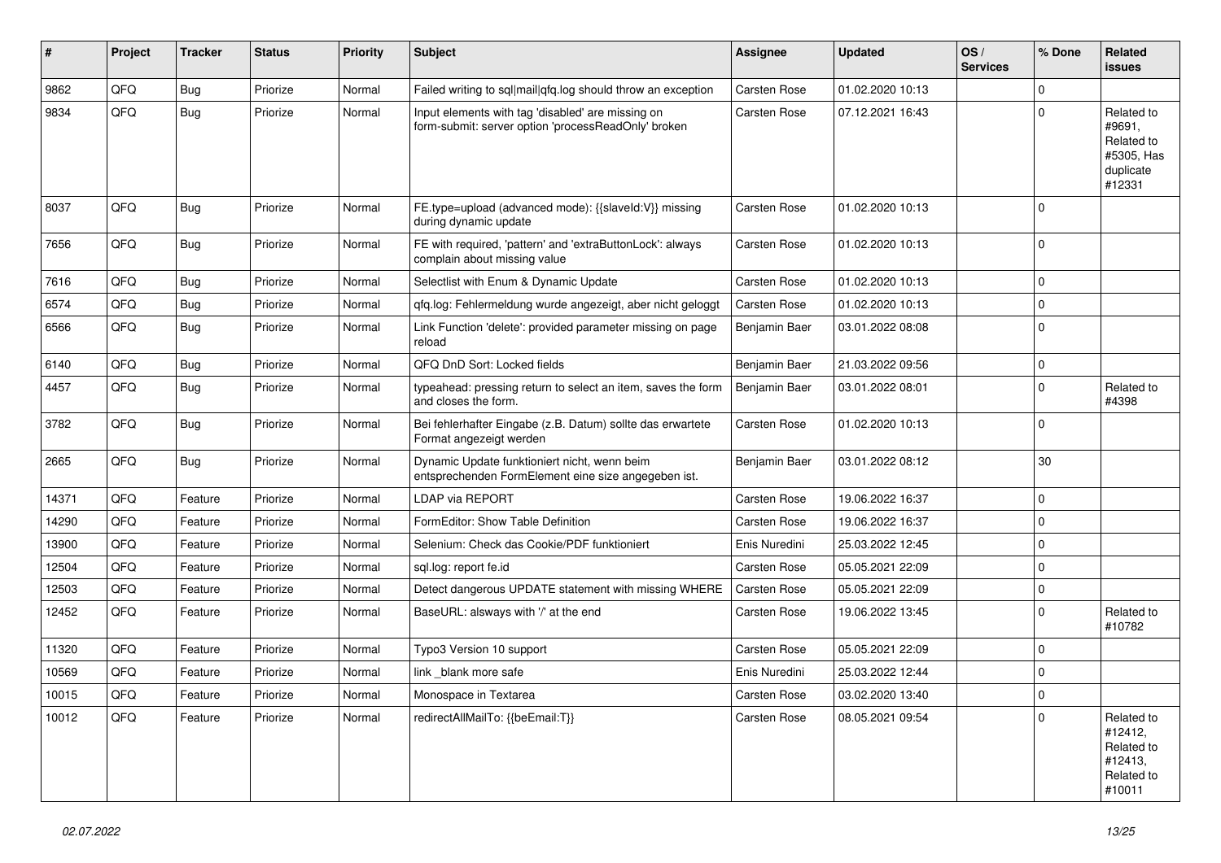| # | Project | Tracker | Status | Priority | Subject | Assignee | Updated | OS / Services | % Done | Related issues |
|---|---|---|---|---|---|---|---|---|---|---|
| 9862 | QFQ | Bug | Priorize | Normal | Failed writing to sql\|mail\|qfq.log should throw an exception | Carsten Rose | 01.02.2020 10:13 | | 0 | |
| 9834 | QFQ | Bug | Priorize | Normal | Input elements with tag 'disabled' are missing on form-submit: server option 'processReadOnly' broken | Carsten Rose | 07.12.2021 16:43 | | 0 | Related to #9691, Related to #5305, Has duplicate #12331 |
| 8037 | QFQ | Bug | Priorize | Normal | FE.type=upload (advanced mode): {{slaveId:V}} missing during dynamic update | Carsten Rose | 01.02.2020 10:13 | | 0 | |
| 7656 | QFQ | Bug | Priorize | Normal | FE with required, 'pattern' and 'extraButtonLock': always complain about missing value | Carsten Rose | 01.02.2020 10:13 | | 0 | |
| 7616 | QFQ | Bug | Priorize | Normal | Selectlist with Enum & Dynamic Update | Carsten Rose | 01.02.2020 10:13 | | 0 | |
| 6574 | QFQ | Bug | Priorize | Normal | qfq.log: Fehlermeldung wurde angezeigt, aber nicht geloggt | Carsten Rose | 01.02.2020 10:13 | | 0 | |
| 6566 | QFQ | Bug | Priorize | Normal | Link Function 'delete': provided parameter missing on page reload | Benjamin Baer | 03.01.2022 08:08 | | 0 | |
| 6140 | QFQ | Bug | Priorize | Normal | QFQ DnD Sort: Locked fields | Benjamin Baer | 21.03.2022 09:56 | | 0 | |
| 4457 | QFQ | Bug | Priorize | Normal | typeahead: pressing return to select an item, saves the form and closes the form. | Benjamin Baer | 03.01.2022 08:01 | | 0 | Related to #4398 |
| 3782 | QFQ | Bug | Priorize | Normal | Bei fehlerhafter Eingabe (z.B. Datum) sollte das erwartete Format angezeigt werden | Carsten Rose | 01.02.2020 10:13 | | 0 | |
| 2665 | QFQ | Bug | Priorize | Normal | Dynamic Update funktioniert nicht, wenn beim entsprechenden FormElement eine size angegeben ist. | Benjamin Baer | 03.01.2022 08:12 | | 30 | |
| 14371 | QFQ | Feature | Priorize | Normal | LDAP via REPORT | Carsten Rose | 19.06.2022 16:37 | | 0 | |
| 14290 | QFQ | Feature | Priorize | Normal | FormEditor: Show Table Definition | Carsten Rose | 19.06.2022 16:37 | | 0 | |
| 13900 | QFQ | Feature | Priorize | Normal | Selenium: Check das Cookie/PDF funktioniert | Enis Nuredini | 25.03.2022 12:45 | | 0 | |
| 12504 | QFQ | Feature | Priorize | Normal | sql.log: report fe.id | Carsten Rose | 05.05.2021 22:09 | | 0 | |
| 12503 | QFQ | Feature | Priorize | Normal | Detect dangerous UPDATE statement with missing WHERE | Carsten Rose | 05.05.2021 22:09 | | 0 | |
| 12452 | QFQ | Feature | Priorize | Normal | BaseURL: alsways with '/' at the end | Carsten Rose | 19.06.2022 13:45 | | 0 | Related to #10782 |
| 11320 | QFQ | Feature | Priorize | Normal | Typo3 Version 10 support | Carsten Rose | 05.05.2021 22:09 | | 0 | |
| 10569 | QFQ | Feature | Priorize | Normal | link _blank more safe | Enis Nuredini | 25.03.2022 12:44 | | 0 | |
| 10015 | QFQ | Feature | Priorize | Normal | Monospace in Textarea | Carsten Rose | 03.02.2020 13:40 | | 0 | |
| 10012 | QFQ | Feature | Priorize | Normal | redirectAllMailTo: {{beEmail:T}} | Carsten Rose | 08.05.2021 09:54 | | 0 | Related to #12412, Related to #12413, Related to #10011 |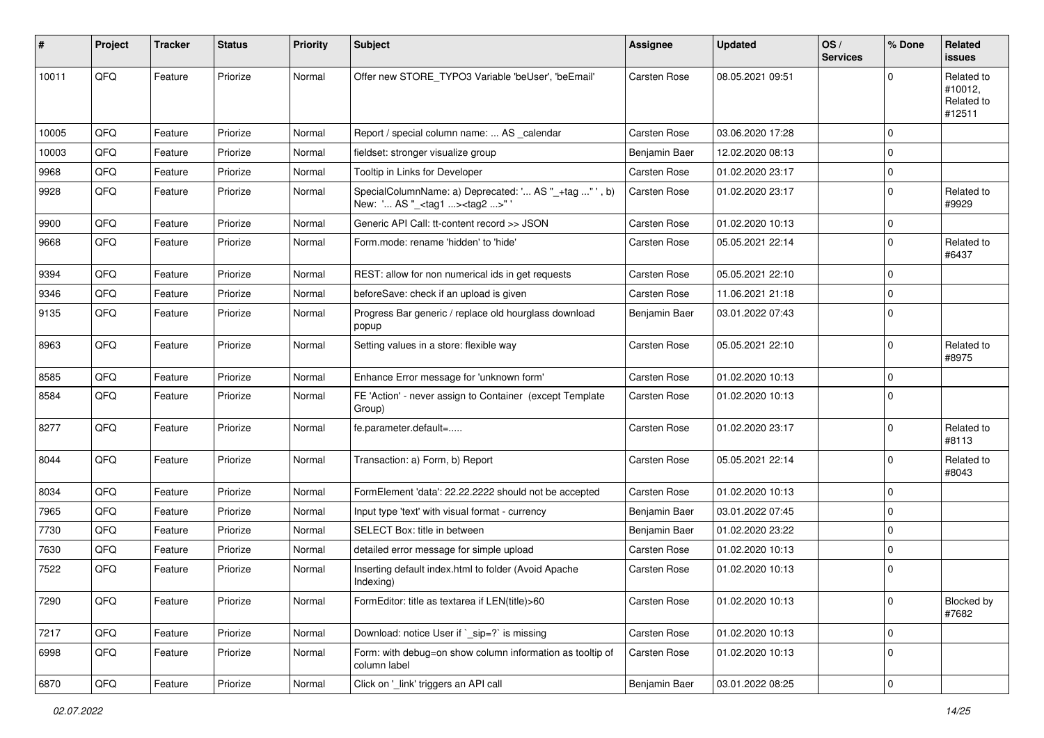| # | Project | Tracker | Status | Priority | Subject | Assignee | Updated | OS / Services | % Done | Related issues |
|---|---|---|---|---|---|---|---|---|---|---|
| 10011 | QFQ | Feature | Priorize | Normal | Offer new STORE_TYPO3 Variable 'beUser', 'beEmail' | Carsten Rose | 08.05.2021 09:51 | | 0 | Related to #10012, Related to #12511 |
| 10005 | QFQ | Feature | Priorize | Normal | Report / special column name: ... AS _calendar | Carsten Rose | 03.06.2020 17:28 | | 0 | |
| 10003 | QFQ | Feature | Priorize | Normal | fieldset: stronger visualize group | Benjamin Baer | 12.02.2020 08:13 | | 0 | |
| 9968 | QFQ | Feature | Priorize | Normal | Tooltip in Links for Developer | Carsten Rose | 01.02.2020 23:17 | | 0 | |
| 9928 | QFQ | Feature | Priorize | Normal | SpecialColumnName: a) Deprecated: '... AS "_+tag ..." ', b) New: '... AS "_<tag1 ...><tag2 ...>" ' | Carsten Rose | 01.02.2020 23:17 | | 0 | Related to #9929 |
| 9900 | QFQ | Feature | Priorize | Normal | Generic API Call: tt-content record >> JSON | Carsten Rose | 01.02.2020 10:13 | | 0 | |
| 9668 | QFQ | Feature | Priorize | Normal | Form.mode: rename 'hidden' to 'hide' | Carsten Rose | 05.05.2021 22:14 | | 0 | Related to #6437 |
| 9394 | QFQ | Feature | Priorize | Normal | REST: allow for non numerical ids in get requests | Carsten Rose | 05.05.2021 22:10 | | 0 | |
| 9346 | QFQ | Feature | Priorize | Normal | beforeSave: check if an upload is given | Carsten Rose | 11.06.2021 21:18 | | 0 | |
| 9135 | QFQ | Feature | Priorize | Normal | Progress Bar generic / replace old hourglass download popup | Benjamin Baer | 03.01.2022 07:43 | | 0 | |
| 8963 | QFQ | Feature | Priorize | Normal | Setting values in a store: flexible way | Carsten Rose | 05.05.2021 22:10 | | 0 | Related to #8975 |
| 8585 | QFQ | Feature | Priorize | Normal | Enhance Error message for 'unknown form' | Carsten Rose | 01.02.2020 10:13 | | 0 | |
| 8584 | QFQ | Feature | Priorize | Normal | FE 'Action' - never assign to Container (except Template Group) | Carsten Rose | 01.02.2020 10:13 | | 0 | |
| 8277 | QFQ | Feature | Priorize | Normal | fe.parameter.default=..... | Carsten Rose | 01.02.2020 23:17 | | 0 | Related to #8113 |
| 8044 | QFQ | Feature | Priorize | Normal | Transaction: a) Form, b) Report | Carsten Rose | 05.05.2021 22:14 | | 0 | Related to #8043 |
| 8034 | QFQ | Feature | Priorize | Normal | FormElement 'data': 22.22.2222 should not be accepted | Carsten Rose | 01.02.2020 10:13 | | 0 | |
| 7965 | QFQ | Feature | Priorize | Normal | Input type 'text' with visual format - currency | Benjamin Baer | 03.01.2022 07:45 | | 0 | |
| 7730 | QFQ | Feature | Priorize | Normal | SELECT Box: title in between | Benjamin Baer | 01.02.2020 23:22 | | 0 | |
| 7630 | QFQ | Feature | Priorize | Normal | detailed error message for simple upload | Carsten Rose | 01.02.2020 10:13 | | 0 | |
| 7522 | QFQ | Feature | Priorize | Normal | Inserting default index.html to folder (Avoid Apache Indexing) | Carsten Rose | 01.02.2020 10:13 | | 0 | |
| 7290 | QFQ | Feature | Priorize | Normal | FormEditor: title as textarea if LEN(title)>60 | Carsten Rose | 01.02.2020 10:13 | | 0 | Blocked by #7682 |
| 7217 | QFQ | Feature | Priorize | Normal | Download: notice User if `_sip=?` is missing | Carsten Rose | 01.02.2020 10:13 | | 0 | |
| 6998 | QFQ | Feature | Priorize | Normal | Form: with debug=on show column information as tooltip of column label | Carsten Rose | 01.02.2020 10:13 | | 0 | |
| 6870 | QFQ | Feature | Priorize | Normal | Click on '_link' triggers an API call | Benjamin Baer | 03.01.2022 08:25 | | 0 | |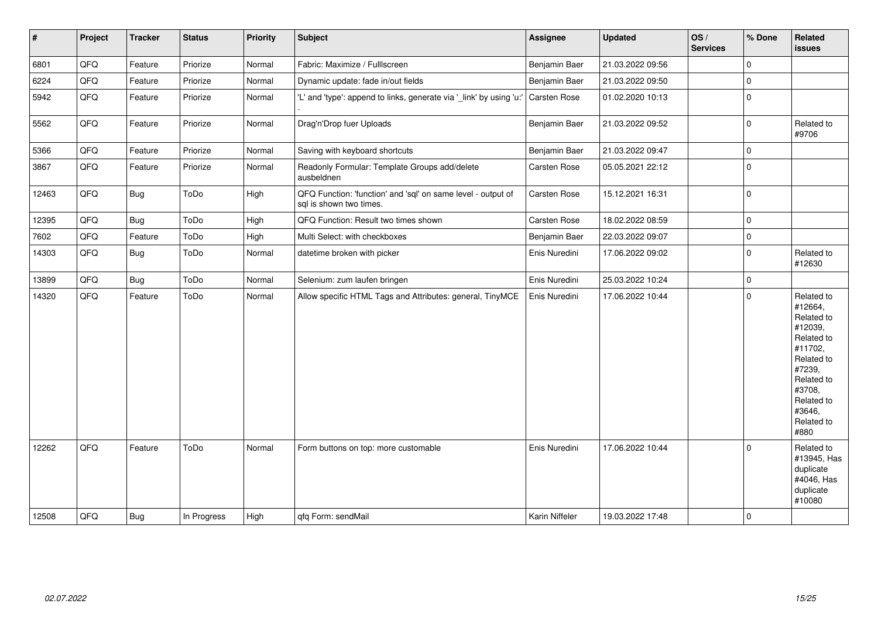| # | Project | Tracker | Status | Priority | Subject | Assignee | Updated | OS / Services | % Done | Related issues |
|---|---|---|---|---|---|---|---|---|---|---|
| 6801 | QFQ | Feature | Priorize | Normal | Fabric: Maximize / Fulllscreen | Benjamin Baer | 21.03.2022 09:56 | | 0 | |
| 6224 | QFQ | Feature | Priorize | Normal | Dynamic update: fade in/out fields | Benjamin Baer | 21.03.2022 09:50 | | 0 | |
| 5942 | QFQ | Feature | Priorize | Normal | 'L' and 'type': append to links, generate via '_link' by using 'u:' . | Carsten Rose | 01.02.2020 10:13 | | 0 | |
| 5562 | QFQ | Feature | Priorize | Normal | Drag'n'Drop fuer Uploads | Benjamin Baer | 21.03.2022 09:52 | | 0 | Related to #9706 |
| 5366 | QFQ | Feature | Priorize | Normal | Saving with keyboard shortcuts | Benjamin Baer | 21.03.2022 09:47 | | 0 | |
| 3867 | QFQ | Feature | Priorize | Normal | Readonly Formular: Template Groups add/delete ausbeldnen | Carsten Rose | 05.05.2021 22:12 | | 0 | |
| 12463 | QFQ | Bug | ToDo | High | QFQ Function: 'function' and 'sql' on same level - output of sql is shown two times. | Carsten Rose | 15.12.2021 16:31 | | 0 | |
| 12395 | QFQ | Bug | ToDo | High | QFQ Function: Result two times shown | Carsten Rose | 18.02.2022 08:59 | | 0 | |
| 7602 | QFQ | Feature | ToDo | High | Multi Select: with checkboxes | Benjamin Baer | 22.03.2022 09:07 | | 0 | |
| 14303 | QFQ | Bug | ToDo | Normal | datetime broken with picker | Enis Nuredini | 17.06.2022 09:02 | | 0 | Related to #12630 |
| 13899 | QFQ | Bug | ToDo | Normal | Selenium: zum laufen bringen | Enis Nuredini | 25.03.2022 10:24 | | 0 | |
| 14320 | QFQ | Feature | ToDo | Normal | Allow specific HTML Tags and Attributes: general, TinyMCE | Enis Nuredini | 17.06.2022 10:44 | | 0 | Related to #12664, Related to #12039, Related to #11702, Related to #7239, Related to #3708, Related to #3646, Related to #880 |
| 12262 | QFQ | Feature | ToDo | Normal | Form buttons on top: more customable | Enis Nuredini | 17.06.2022 10:44 | | 0 | Related to #13945, Has duplicate #4046, Has duplicate #10080 |
| 12508 | QFQ | Bug | In Progress | High | qfq Form: sendMail | Karin Niffeler | 19.03.2022 17:48 | | 0 | |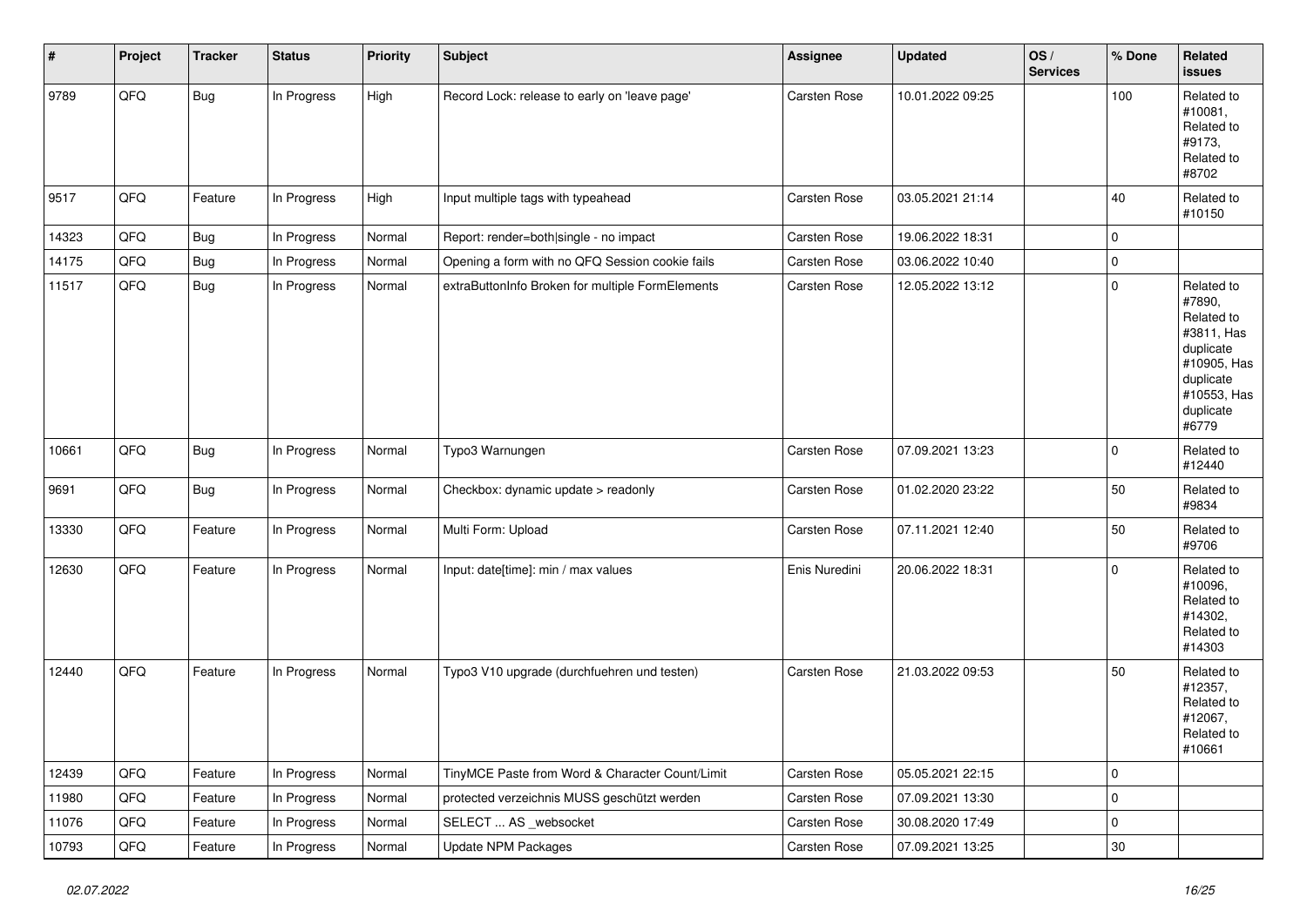| # | Project | Tracker | Status | Priority | Subject | Assignee | Updated | OS / Services | % Done | Related issues |
|---|---|---|---|---|---|---|---|---|---|---|
| 9789 | QFQ | Bug | In Progress | High | Record Lock: release to early on 'leave page' | Carsten Rose | 10.01.2022 09:25 | | 100 | Related to #10081, Related to #9173, Related to #8702 |
| 9517 | QFQ | Feature | In Progress | High | Input multiple tags with typeahead | Carsten Rose | 03.05.2021 21:14 | | 40 | Related to #10150 |
| 14323 | QFQ | Bug | In Progress | Normal | Report: render=both\|single - no impact | Carsten Rose | 19.06.2022 18:31 | | 0 | |
| 14175 | QFQ | Bug | In Progress | Normal | Opening a form with no QFQ Session cookie fails | Carsten Rose | 03.06.2022 10:40 | | 0 | |
| 11517 | QFQ | Bug | In Progress | Normal | extraButtonInfo Broken for multiple FormElements | Carsten Rose | 12.05.2022 13:12 | | 0 | Related to #7890, Related to #3811, Has duplicate #10905, Has duplicate #10553, Has duplicate #6779 |
| 10661 | QFQ | Bug | In Progress | Normal | Typo3 Warnungen | Carsten Rose | 07.09.2021 13:23 | | 0 | Related to #12440 |
| 9691 | QFQ | Bug | In Progress | Normal | Checkbox: dynamic update > readonly | Carsten Rose | 01.02.2020 23:22 | | 50 | Related to #9834 |
| 13330 | QFQ | Feature | In Progress | Normal | Multi Form: Upload | Carsten Rose | 07.11.2021 12:40 | | 50 | Related to #9706 |
| 12630 | QFQ | Feature | In Progress | Normal | Input: date[time]: min / max values | Enis Nuredini | 20.06.2022 18:31 | | 0 | Related to #10096, Related to #14302, Related to #14303 |
| 12440 | QFQ | Feature | In Progress | Normal | Typo3 V10 upgrade (durchfuehren und testen) | Carsten Rose | 21.03.2022 09:53 | | 50 | Related to #12357, Related to #12067, Related to #10661 |
| 12439 | QFQ | Feature | In Progress | Normal | TinyMCE Paste from Word & Character Count/Limit | Carsten Rose | 05.05.2021 22:15 | | 0 | |
| 11980 | QFQ | Feature | In Progress | Normal | protected verzeichnis MUSS geschützt werden | Carsten Rose | 07.09.2021 13:30 | | 0 | |
| 11076 | QFQ | Feature | In Progress | Normal | SELECT ... AS _websocket | Carsten Rose | 30.08.2020 17:49 | | 0 | |
| 10793 | QFQ | Feature | In Progress | Normal | Update NPM Packages | Carsten Rose | 07.09.2021 13:25 | | 30 | |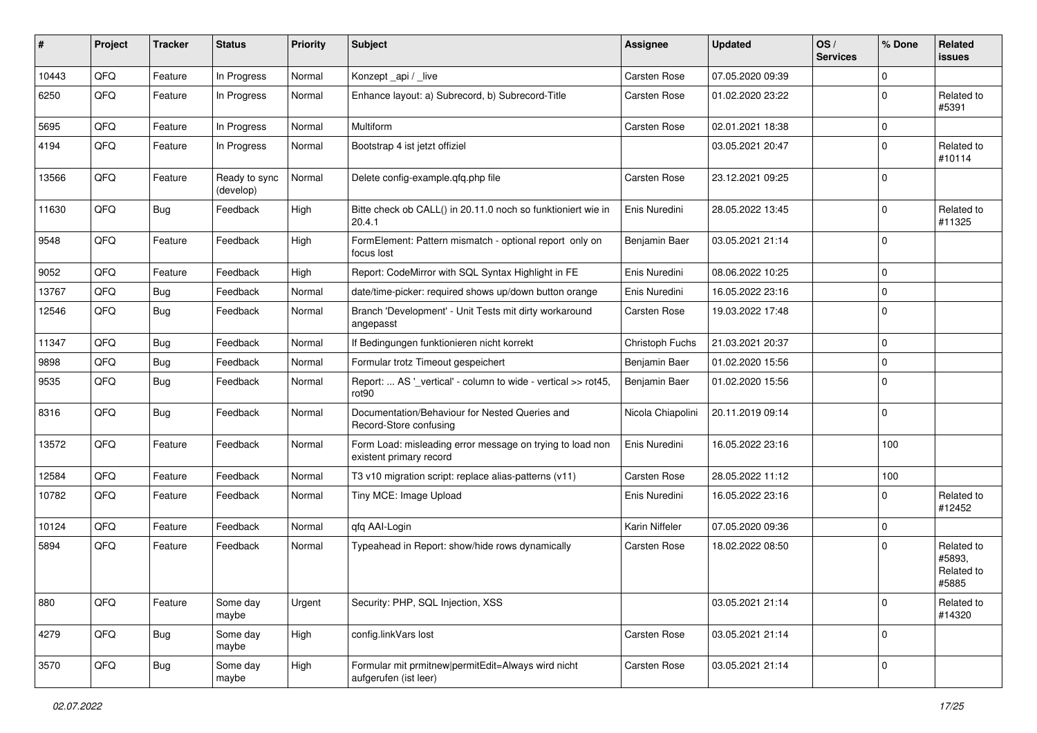| # | Project | Tracker | Status | Priority | Subject | Assignee | Updated | OS / Services | % Done | Related issues |
|---|---|---|---|---|---|---|---|---|---|---|
| 10443 | QFQ | Feature | In Progress | Normal | Konzept _api / _live | Carsten Rose | 07.05.2020 09:39 | | 0 | |
| 6250 | QFQ | Feature | In Progress | Normal | Enhance layout: a) Subrecord, b) Subrecord-Title | Carsten Rose | 01.02.2020 23:22 | | 0 | Related to #5391 |
| 5695 | QFQ | Feature | In Progress | Normal | Multiform | Carsten Rose | 02.01.2021 18:38 | | 0 | |
| 4194 | QFQ | Feature | In Progress | Normal | Bootstrap 4 ist jetzt offiziel | | 03.05.2021 20:47 | | 0 | Related to #10114 |
| 13566 | QFQ | Feature | Ready to sync (develop) | Normal | Delete config-example.qfq.php file | Carsten Rose | 23.12.2021 09:25 | | 0 | |
| 11630 | QFQ | Bug | Feedback | High | Bitte check ob CALL() in 20.11.0 noch so funktioniert wie in 20.4.1 | Enis Nuredini | 28.05.2022 13:45 | | 0 | Related to #11325 |
| 9548 | QFQ | Feature | Feedback | High | FormElement: Pattern mismatch - optional report only on focus lost | Benjamin Baer | 03.05.2021 21:14 | | 0 | |
| 9052 | QFQ | Feature | Feedback | High | Report: CodeMirror with SQL Syntax Highlight in FE | Enis Nuredini | 08.06.2022 10:25 | | 0 | |
| 13767 | QFQ | Bug | Feedback | Normal | date/time-picker: required shows up/down button orange | Enis Nuredini | 16.05.2022 23:16 | | 0 | |
| 12546 | QFQ | Bug | Feedback | Normal | Branch 'Development' - Unit Tests mit dirty workaround angepasst | Carsten Rose | 19.03.2022 17:48 | | 0 | |
| 11347 | QFQ | Bug | Feedback | Normal | If Bedingungen funktionieren nicht korrekt | Christoph Fuchs | 21.03.2021 20:37 | | 0 | |
| 9898 | QFQ | Bug | Feedback | Normal | Formular trotz Timeout gespeichert | Benjamin Baer | 01.02.2020 15:56 | | 0 | |
| 9535 | QFQ | Bug | Feedback | Normal | Report: ... AS '_vertical' - column to wide - vertical >> rot45, rot90 | Benjamin Baer | 01.02.2020 15:56 | | 0 | |
| 8316 | QFQ | Bug | Feedback | Normal | Documentation/Behaviour for Nested Queries and Record-Store confusing | Nicola Chiapolini | 20.11.2019 09:14 | | 0 | |
| 13572 | QFQ | Feature | Feedback | Normal | Form Load: misleading error message on trying to load non existent primary record | Enis Nuredini | 16.05.2022 23:16 | | 100 | |
| 12584 | QFQ | Feature | Feedback | Normal | T3 v10 migration script: replace alias-patterns (v11) | Carsten Rose | 28.05.2022 11:12 | | 100 | |
| 10782 | QFQ | Feature | Feedback | Normal | Tiny MCE: Image Upload | Enis Nuredini | 16.05.2022 23:16 | | 0 | Related to #12452 |
| 10124 | QFQ | Feature | Feedback | Normal | qfq AAI-Login | Karin Niffeler | 07.05.2020 09:36 | | 0 | |
| 5894 | QFQ | Feature | Feedback | Normal | Typeahead in Report: show/hide rows dynamically | Carsten Rose | 18.02.2022 08:50 | | 0 | Related to #5893, Related to #5885 |
| 880 | QFQ | Feature | Some day maybe | Urgent | Security: PHP, SQL Injection, XSS | | 03.05.2021 21:14 | | 0 | Related to #14320 |
| 4279 | QFQ | Bug | Some day maybe | High | config.linkVars lost | Carsten Rose | 03.05.2021 21:14 | | 0 | |
| 3570 | QFQ | Bug | Some day maybe | High | Formular mit prmitnew\|permitEdit=Always wird nicht aufgerufen (ist leer) | Carsten Rose | 03.05.2021 21:14 | | 0 | |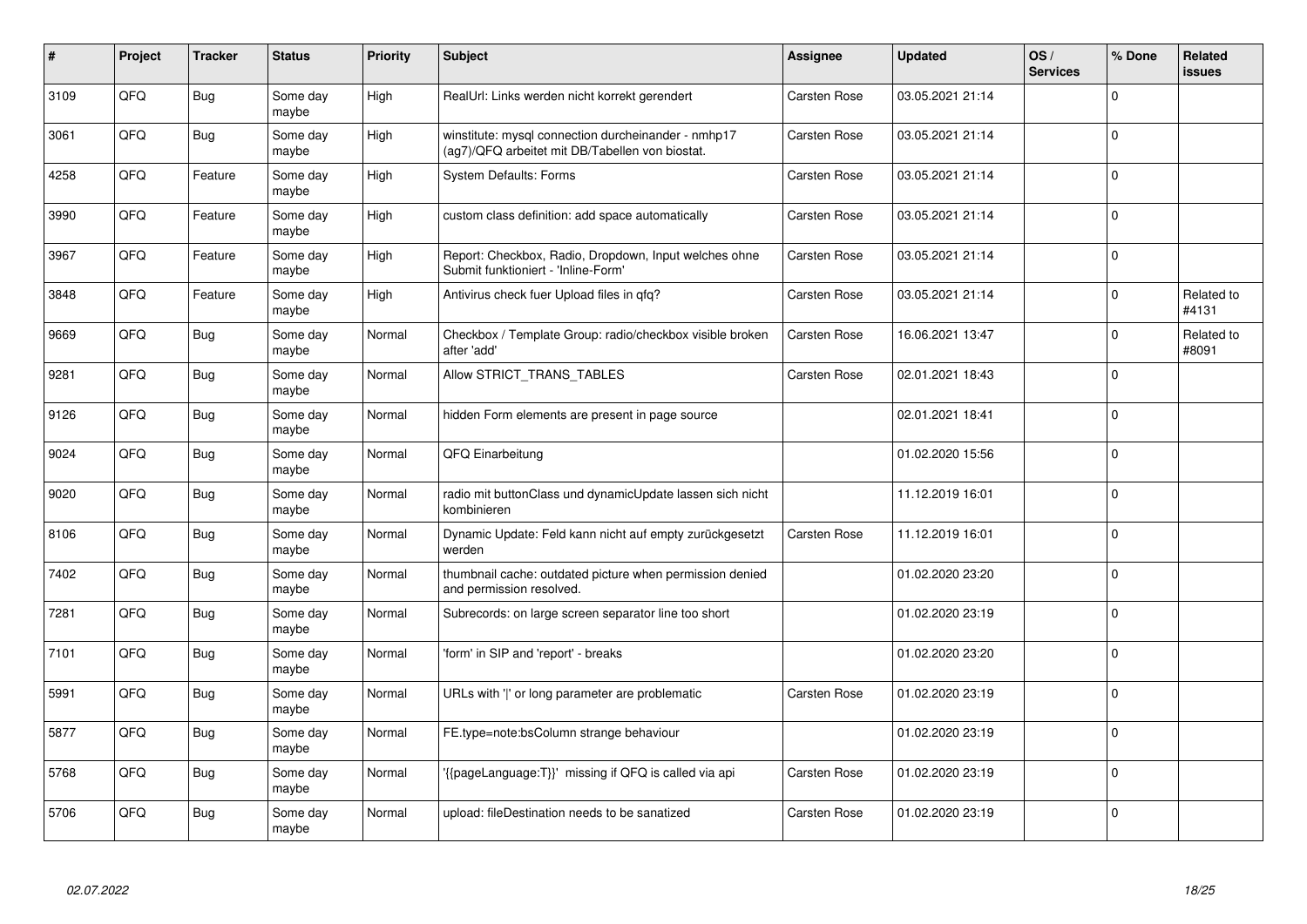| # | Project | Tracker | Status | Priority | Subject | Assignee | Updated | OS / Services | % Done | Related issues |
|---|---|---|---|---|---|---|---|---|---|---|
| 3109 | QFQ | Bug | Some day maybe | High | RealUrl: Links werden nicht korrekt gerendert | Carsten Rose | 03.05.2021 21:14 | | 0 | |
| 3061 | QFQ | Bug | Some day maybe | High | winstitute: mysql connection durcheinander - nmhp17 (ag7)/QFQ arbeitet mit DB/Tabellen von biostat. | Carsten Rose | 03.05.2021 21:14 | | 0 | |
| 4258 | QFQ | Feature | Some day maybe | High | System Defaults: Forms | Carsten Rose | 03.05.2021 21:14 | | 0 | |
| 3990 | QFQ | Feature | Some day maybe | High | custom class definition: add space automatically | Carsten Rose | 03.05.2021 21:14 | | 0 | |
| 3967 | QFQ | Feature | Some day maybe | High | Report: Checkbox, Radio, Dropdown, Input welches ohne Submit funktioniert - 'Inline-Form' | Carsten Rose | 03.05.2021 21:14 | | 0 | |
| 3848 | QFQ | Feature | Some day maybe | High | Antivirus check fuer Upload files in qfq? | Carsten Rose | 03.05.2021 21:14 | | 0 | Related to #4131 |
| 9669 | QFQ | Bug | Some day maybe | Normal | Checkbox / Template Group: radio/checkbox visible broken after 'add' | Carsten Rose | 16.06.2021 13:47 | | 0 | Related to #8091 |
| 9281 | QFQ | Bug | Some day maybe | Normal | Allow STRICT_TRANS_TABLES | Carsten Rose | 02.01.2021 18:43 | | 0 | |
| 9126 | QFQ | Bug | Some day maybe | Normal | hidden Form elements are present in page source | | 02.01.2021 18:41 | | 0 | |
| 9024 | QFQ | Bug | Some day maybe | Normal | QFQ Einarbeitung | | 01.02.2020 15:56 | | 0 | |
| 9020 | QFQ | Bug | Some day maybe | Normal | radio mit buttonClass und dynamicUpdate lassen sich nicht kombinieren | | 11.12.2019 16:01 | | 0 | |
| 8106 | QFQ | Bug | Some day maybe | Normal | Dynamic Update: Feld kann nicht auf empty zurückgesetzt werden | Carsten Rose | 11.12.2019 16:01 | | 0 | |
| 7402 | QFQ | Bug | Some day maybe | Normal | thumbnail cache: outdated picture when permission denied and permission resolved. | | 01.02.2020 23:20 | | 0 | |
| 7281 | QFQ | Bug | Some day maybe | Normal | Subrecords: on large screen separator line too short | | 01.02.2020 23:19 | | 0 | |
| 7101 | QFQ | Bug | Some day maybe | Normal | 'form' in SIP and 'report' - breaks | | 01.02.2020 23:20 | | 0 | |
| 5991 | QFQ | Bug | Some day maybe | Normal | URLs with ' ' or long parameter are problematic | Carsten Rose | 01.02.2020 23:19 | | 0 | |
| 5877 | QFQ | Bug | Some day maybe | Normal | FE.type=note:bsColumn strange behaviour | | 01.02.2020 23:19 | | 0 | |
| 5768 | QFQ | Bug | Some day maybe | Normal | '{{pageLanguage:T}}' missing if QFQ is called via api | Carsten Rose | 01.02.2020 23:19 | | 0 | |
| 5706 | QFQ | Bug | Some day maybe | Normal | upload: fileDestination needs to be sanatized | Carsten Rose | 01.02.2020 23:19 | | 0 | |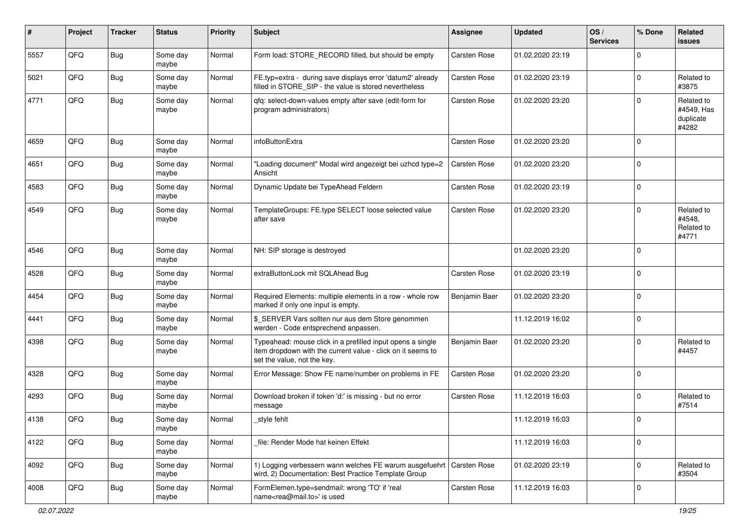| # | Project | Tracker | Status | Priority | Subject | Assignee | Updated | OS / Services | % Done | Related issues |
|---|---|---|---|---|---|---|---|---|---|---|
| 5557 | QFQ | Bug | Some day maybe | Normal | Form load: STORE_RECORD filled, but should be empty | Carsten Rose | 01.02.2020 23:19 | | 0 | |
| 5021 | QFQ | Bug | Some day maybe | Normal | FE.typ=extra - during save displays error 'datum2' already filled in STORE_SIP - the value is stored nevertheless | Carsten Rose | 01.02.2020 23:19 | | 0 | Related to #3875 |
| 4771 | QFQ | Bug | Some day maybe | Normal | qfq: select-down-values empty after save (edit-form for program administrators) | Carsten Rose | 01.02.2020 23:20 | | 0 | Related to #4549, Has duplicate #4282 |
| 4659 | QFQ | Bug | Some day maybe | Normal | infoButtonExtra | Carsten Rose | 01.02.2020 23:20 | | 0 | |
| 4651 | QFQ | Bug | Some day maybe | Normal | "Loading document" Modal wird angezeigt bei uzhcd type=2 Ansicht | Carsten Rose | 01.02.2020 23:20 | | 0 | |
| 4583 | QFQ | Bug | Some day maybe | Normal | Dynamic Update bei TypeAhead Feldern | Carsten Rose | 01.02.2020 23:19 | | 0 | |
| 4549 | QFQ | Bug | Some day maybe | Normal | TemplateGroups: FE.type SELECT loose selected value after save | Carsten Rose | 01.02.2020 23:20 | | 0 | Related to #4548, Related to #4771 |
| 4546 | QFQ | Bug | Some day maybe | Normal | NH: SIP storage is destroyed | | 01.02.2020 23:20 | | 0 | |
| 4528 | QFQ | Bug | Some day maybe | Normal | extraButtonLock mit SQLAhead Bug | Carsten Rose | 01.02.2020 23:19 | | 0 | |
| 4454 | QFQ | Bug | Some day maybe | Normal | Required Elements: multiple elements in a row - whole row marked if only one input is empty. | Benjamin Baer | 01.02.2020 23:20 | | 0 | |
| 4441 | QFQ | Bug | Some day maybe | Normal | $_SERVER Vars sollten nur aus dem Store genommen werden - Code entsprechend anpassen. | | 11.12.2019 16:02 | | 0 | |
| 4398 | QFQ | Bug | Some day maybe | Normal | Typeahead: mouse click in a prefilled input opens a single item dropdown with the current value - click on it seems to set the value, not the key. | Benjamin Baer | 01.02.2020 23:20 | | 0 | Related to #4457 |
| 4328 | QFQ | Bug | Some day maybe | Normal | Error Message: Show FE name/number on problems in FE | Carsten Rose | 01.02.2020 23:20 | | 0 | |
| 4293 | QFQ | Bug | Some day maybe | Normal | Download broken if token 'd:' is missing - but no error message | Carsten Rose | 11.12.2019 16:03 | | 0 | Related to #7514 |
| 4138 | QFQ | Bug | Some day maybe | Normal | _style fehlt | | 11.12.2019 16:03 | | 0 | |
| 4122 | QFQ | Bug | Some day maybe | Normal | _file: Render Mode hat keinen Effekt | | 11.12.2019 16:03 | | 0 | |
| 4092 | QFQ | Bug | Some day maybe | Normal | 1) Logging verbessern wann welches FE warum ausgefuehrt wird, 2) Documentation: Best Practice Template Group | Carsten Rose | 01.02.2020 23:19 | | 0 | Related to #3504 |
| 4008 | QFQ | Bug | Some day maybe | Normal | FormElemen.type=sendmail: wrong 'TO' if 'real name<rea@mail.to>' is used | Carsten Rose | 11.12.2019 16:03 | | 0 | |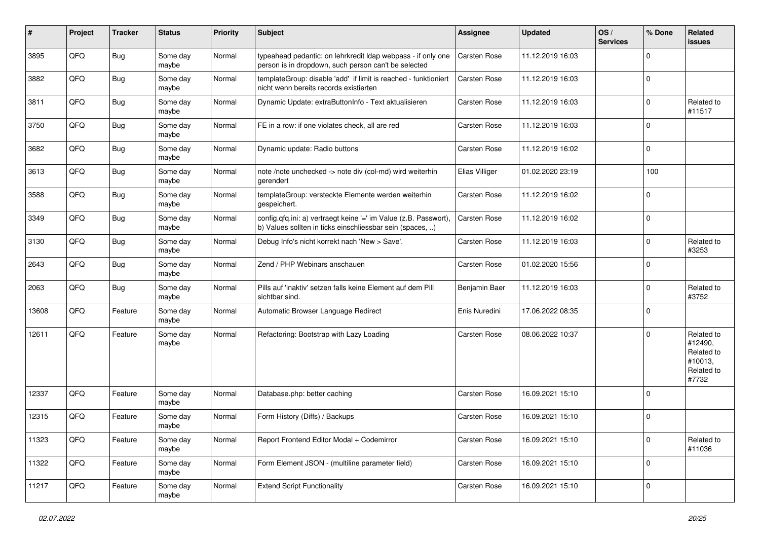| # | Project | Tracker | Status | Priority | Subject | Assignee | Updated | OS / Services | % Done | Related issues |
|---|---|---|---|---|---|---|---|---|---|---|
| 3895 | QFQ | Bug | Some day maybe | Normal | typeahead pedantic: on lehrkredit ldap webpass - if only one person is in dropdown, such person can't be selected | Carsten Rose | 11.12.2019 16:03 | | 0 | |
| 3882 | QFQ | Bug | Some day maybe | Normal | templateGroup: disable 'add' if limit is reached - funktioniert nicht wenn bereits records existierten | Carsten Rose | 11.12.2019 16:03 | | 0 | |
| 3811 | QFQ | Bug | Some day maybe | Normal | Dynamic Update: extraButtonInfo - Text aktualisieren | Carsten Rose | 11.12.2019 16:03 | | 0 | Related to #11517 |
| 3750 | QFQ | Bug | Some day maybe | Normal | FE in a row: if one violates check, all are red | Carsten Rose | 11.12.2019 16:03 | | 0 | |
| 3682 | QFQ | Bug | Some day maybe | Normal | Dynamic update: Radio buttons | Carsten Rose | 11.12.2019 16:02 | | 0 | |
| 3613 | QFQ | Bug | Some day maybe | Normal | note /note unchecked -> note div (col-md) wird weiterhin gerendert | Elias Villiger | 01.02.2020 23:19 | | 100 | |
| 3588 | QFQ | Bug | Some day maybe | Normal | templateGroup: versteckte Elemente werden weiterhin gespeichert. | Carsten Rose | 11.12.2019 16:02 | | 0 | |
| 3349 | QFQ | Bug | Some day maybe | Normal | config.qfq.ini: a) vertraegt keine '=' im Value (z.B. Passwort), b) Values sollten in ticks einschliessbar sein (spaces, ..) | Carsten Rose | 11.12.2019 16:02 | | 0 | |
| 3130 | QFQ | Bug | Some day maybe | Normal | Debug Info's nicht korrekt nach 'New > Save'. | Carsten Rose | 11.12.2019 16:03 | | 0 | Related to #3253 |
| 2643 | QFQ | Bug | Some day maybe | Normal | Zend / PHP Webinars anschauen | Carsten Rose | 01.02.2020 15:56 | | 0 | |
| 2063 | QFQ | Bug | Some day maybe | Normal | Pills auf 'inaktiv' setzen falls keine Element auf dem Pill sichtbar sind. | Benjamin Baer | 11.12.2019 16:03 | | 0 | Related to #3752 |
| 13608 | QFQ | Feature | Some day maybe | Normal | Automatic Browser Language Redirect | Enis Nuredini | 17.06.2022 08:35 | | 0 | |
| 12611 | QFQ | Feature | Some day maybe | Normal | Refactoring: Bootstrap with Lazy Loading | Carsten Rose | 08.06.2022 10:37 | | 0 | Related to #12490, Related to #10013, Related to #7732 |
| 12337 | QFQ | Feature | Some day maybe | Normal | Database.php: better caching | Carsten Rose | 16.09.2021 15:10 | | 0 | |
| 12315 | QFQ | Feature | Some day maybe | Normal | Form History (Diffs) / Backups | Carsten Rose | 16.09.2021 15:10 | | 0 | |
| 11323 | QFQ | Feature | Some day maybe | Normal | Report Frontend Editor Modal + Codemirror | Carsten Rose | 16.09.2021 15:10 | | 0 | Related to #11036 |
| 11322 | QFQ | Feature | Some day maybe | Normal | Form Element JSON - (multiline parameter field) | Carsten Rose | 16.09.2021 15:10 | | 0 | |
| 11217 | QFQ | Feature | Some day maybe | Normal | Extend Script Functionality | Carsten Rose | 16.09.2021 15:10 | | 0 | |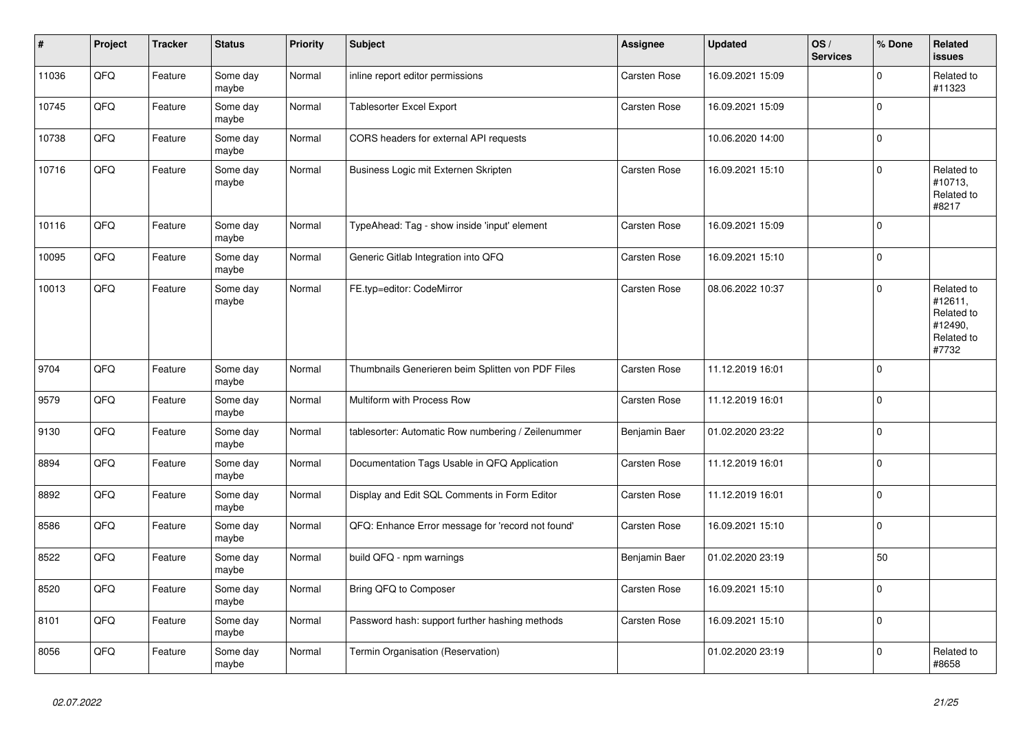| # | Project | Tracker | Status | Priority | Subject | Assignee | Updated | OS / Services | % Done | Related issues |
|---|---|---|---|---|---|---|---|---|---|---|
| 11036 | QFQ | Feature | Some day maybe | Normal | inline report editor permissions | Carsten Rose | 16.09.2021 15:09 | | 0 | Related to #11323 |
| 10745 | QFQ | Feature | Some day maybe | Normal | Tablesorter Excel Export | Carsten Rose | 16.09.2021 15:09 | | 0 | |
| 10738 | QFQ | Feature | Some day maybe | Normal | CORS headers for external API requests | | 10.06.2020 14:00 | | 0 | |
| 10716 | QFQ | Feature | Some day maybe | Normal | Business Logic mit Externen Skripten | Carsten Rose | 16.09.2021 15:10 | | 0 | Related to #10713, Related to #8217 |
| 10116 | QFQ | Feature | Some day maybe | Normal | TypeAhead: Tag - show inside 'input' element | Carsten Rose | 16.09.2021 15:09 | | 0 | |
| 10095 | QFQ | Feature | Some day maybe | Normal | Generic Gitlab Integration into QFQ | Carsten Rose | 16.09.2021 15:10 | | 0 | |
| 10013 | QFQ | Feature | Some day maybe | Normal | FE.typ=editor: CodeMirror | Carsten Rose | 08.06.2022 10:37 | | 0 | Related to #12611, Related to #12490, Related to #7732 |
| 9704 | QFQ | Feature | Some day maybe | Normal | Thumbnails Generieren beim Splitten von PDF Files | Carsten Rose | 11.12.2019 16:01 | | 0 | |
| 9579 | QFQ | Feature | Some day maybe | Normal | Multiform with Process Row | Carsten Rose | 11.12.2019 16:01 | | 0 | |
| 9130 | QFQ | Feature | Some day maybe | Normal | tablesorter: Automatic Row numbering / Zeilenummer | Benjamin Baer | 01.02.2020 23:22 | | 0 | |
| 8894 | QFQ | Feature | Some day maybe | Normal | Documentation Tags Usable in QFQ Application | Carsten Rose | 11.12.2019 16:01 | | 0 | |
| 8892 | QFQ | Feature | Some day maybe | Normal | Display and Edit SQL Comments in Form Editor | Carsten Rose | 11.12.2019 16:01 | | 0 | |
| 8586 | QFQ | Feature | Some day maybe | Normal | QFQ: Enhance Error message for 'record not found' | Carsten Rose | 16.09.2021 15:10 | | 0 | |
| 8522 | QFQ | Feature | Some day maybe | Normal | build QFQ - npm warnings | Benjamin Baer | 01.02.2020 23:19 | | 50 | |
| 8520 | QFQ | Feature | Some day maybe | Normal | Bring QFQ to Composer | Carsten Rose | 16.09.2021 15:10 | | 0 | |
| 8101 | QFQ | Feature | Some day maybe | Normal | Password hash: support further hashing methods | Carsten Rose | 16.09.2021 15:10 | | 0 | |
| 8056 | QFQ | Feature | Some day maybe | Normal | Termin Organisation (Reservation) | | 01.02.2020 23:19 | | 0 | Related to #8658 |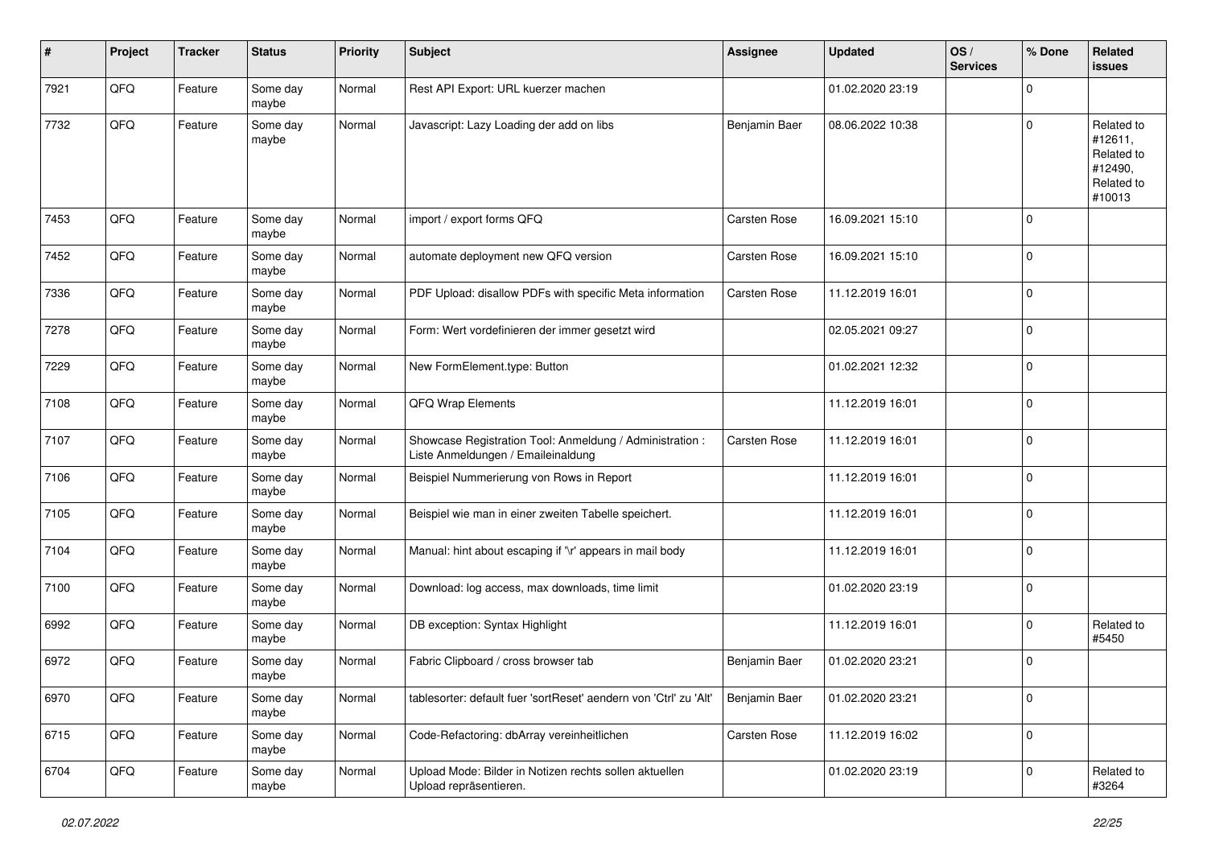| # | Project | Tracker | Status | Priority | Subject | Assignee | Updated | OS / Services | % Done | Related issues |
|---|---|---|---|---|---|---|---|---|---|---|
| 7921 | QFQ | Feature | Some day maybe | Normal | Rest API Export: URL kuerzer machen | | 01.02.2020 23:19 | | 0 | |
| 7732 | QFQ | Feature | Some day maybe | Normal | Javascript: Lazy Loading der add on libs | Benjamin Baer | 08.06.2022 10:38 | | 0 | Related to #12611, Related to #12490, Related to #10013 |
| 7453 | QFQ | Feature | Some day maybe | Normal | import / export forms QFQ | Carsten Rose | 16.09.2021 15:10 | | 0 | |
| 7452 | QFQ | Feature | Some day maybe | Normal | automate deployment new QFQ version | Carsten Rose | 16.09.2021 15:10 | | 0 | |
| 7336 | QFQ | Feature | Some day maybe | Normal | PDF Upload: disallow PDFs with specific Meta information | Carsten Rose | 11.12.2019 16:01 | | 0 | |
| 7278 | QFQ | Feature | Some day maybe | Normal | Form: Wert vordefinieren der immer gesetzt wird | | 02.05.2021 09:27 | | 0 | |
| 7229 | QFQ | Feature | Some day maybe | Normal | New FormElement.type: Button | | 01.02.2021 12:32 | | 0 | |
| 7108 | QFQ | Feature | Some day maybe | Normal | QFQ Wrap Elements | | 11.12.2019 16:01 | | 0 | |
| 7107 | QFQ | Feature | Some day maybe | Normal | Showcase Registration Tool: Anmeldung / Administration : Liste Anmeldungen / Emaileinaldung | Carsten Rose | 11.12.2019 16:01 | | 0 | |
| 7106 | QFQ | Feature | Some day maybe | Normal | Beispiel Nummerierung von Rows in Report | | 11.12.2019 16:01 | | 0 | |
| 7105 | QFQ | Feature | Some day maybe | Normal | Beispiel wie man in einer zweiten Tabelle speichert. | | 11.12.2019 16:01 | | 0 | |
| 7104 | QFQ | Feature | Some day maybe | Normal | Manual: hint about escaping if '\r' appears in mail body | | 11.12.2019 16:01 | | 0 | |
| 7100 | QFQ | Feature | Some day maybe | Normal | Download: log access, max downloads, time limit | | 01.02.2020 23:19 | | 0 | |
| 6992 | QFQ | Feature | Some day maybe | Normal | DB exception: Syntax Highlight | | 11.12.2019 16:01 | | 0 | Related to #5450 |
| 6972 | QFQ | Feature | Some day maybe | Normal | Fabric Clipboard / cross browser tab | Benjamin Baer | 01.02.2020 23:21 | | 0 | |
| 6970 | QFQ | Feature | Some day maybe | Normal | tablesorter: default fuer 'sortReset' aendern von 'Ctrl' zu 'Alt' | Benjamin Baer | 01.02.2020 23:21 | | 0 | |
| 6715 | QFQ | Feature | Some day maybe | Normal | Code-Refactoring: dbArray vereinheitlichen | Carsten Rose | 11.12.2019 16:02 | | 0 | |
| 6704 | QFQ | Feature | Some day maybe | Normal | Upload Mode: Bilder in Notizen rechts sollen aktuellen Upload repräsentieren. | | 01.02.2020 23:19 | | 0 | Related to #3264 |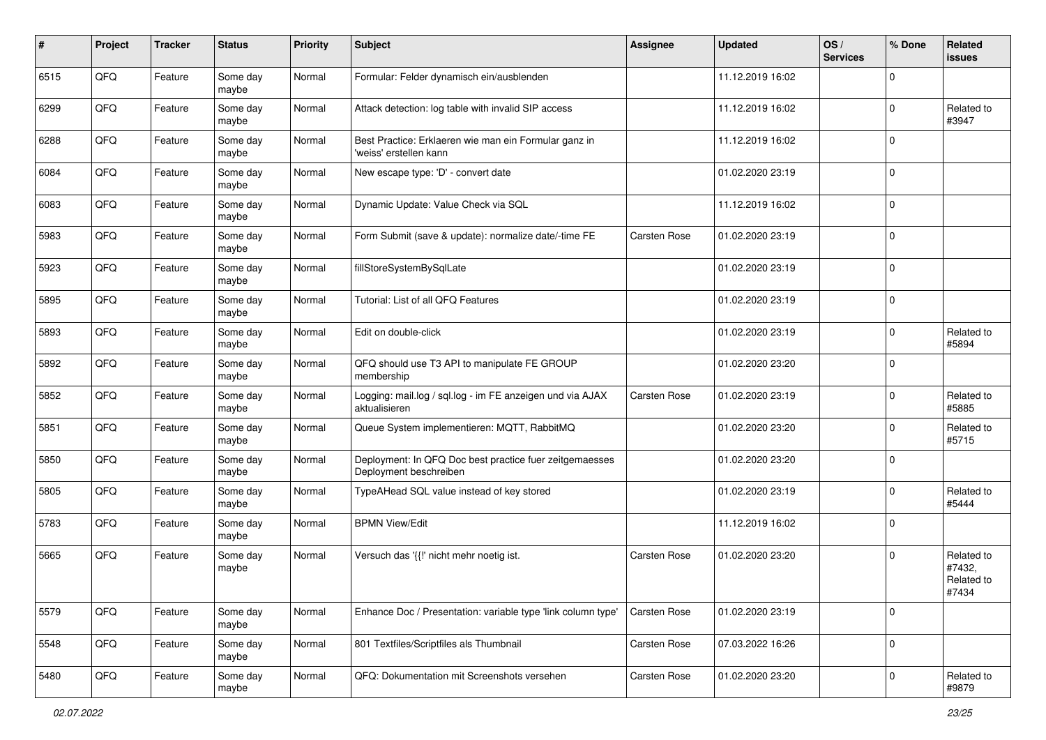| # | Project | Tracker | Status | Priority | Subject | Assignee | Updated | OS / Services | % Done | Related issues |
|---|---|---|---|---|---|---|---|---|---|---|
| 6515 | QFQ | Feature | Some day maybe | Normal | Formular: Felder dynamisch ein/ausblenden | | 11.12.2019 16:02 | | 0 | |
| 6299 | QFQ | Feature | Some day maybe | Normal | Attack detection: log table with invalid SIP access | | 11.12.2019 16:02 | | 0 | Related to #3947 |
| 6288 | QFQ | Feature | Some day maybe | Normal | Best Practice: Erklaeren wie man ein Formular ganz in 'weiss' erstellen kann | | 11.12.2019 16:02 | | 0 | |
| 6084 | QFQ | Feature | Some day maybe | Normal | New escape type: 'D' - convert date | | 01.02.2020 23:19 | | 0 | |
| 6083 | QFQ | Feature | Some day maybe | Normal | Dynamic Update: Value Check via SQL | | 11.12.2019 16:02 | | 0 | |
| 5983 | QFQ | Feature | Some day maybe | Normal | Form Submit (save & update): normalize date/-time FE | Carsten Rose | 01.02.2020 23:19 | | 0 | |
| 5923 | QFQ | Feature | Some day maybe | Normal | fillStoreSystemBySqlLate | | 01.02.2020 23:19 | | 0 | |
| 5895 | QFQ | Feature | Some day maybe | Normal | Tutorial: List of all QFQ Features | | 01.02.2020 23:19 | | 0 | |
| 5893 | QFQ | Feature | Some day maybe | Normal | Edit on double-click | | 01.02.2020 23:19 | | 0 | Related to #5894 |
| 5892 | QFQ | Feature | Some day maybe | Normal | QFQ should use T3 API to manipulate FE GROUP membership | | 01.02.2020 23:20 | | 0 | |
| 5852 | QFQ | Feature | Some day maybe | Normal | Logging: mail.log / sql.log - im FE anzeigen und via AJAX aktualisieren | Carsten Rose | 01.02.2020 23:19 | | 0 | Related to #5885 |
| 5851 | QFQ | Feature | Some day maybe | Normal | Queue System implementieren: MQTT, RabbitMQ | | 01.02.2020 23:20 | | 0 | Related to #5715 |
| 5850 | QFQ | Feature | Some day maybe | Normal | Deployment: In QFQ Doc best practice fuer zeitgemaesses Deployment beschreiben | | 01.02.2020 23:20 | | 0 | |
| 5805 | QFQ | Feature | Some day maybe | Normal | TypeAHead SQL value instead of key stored | | 01.02.2020 23:19 | | 0 | Related to #5444 |
| 5783 | QFQ | Feature | Some day maybe | Normal | BPMN View/Edit | | 11.12.2019 16:02 | | 0 | |
| 5665 | QFQ | Feature | Some day maybe | Normal | Versuch das '{{!' nicht mehr noetig ist. | Carsten Rose | 01.02.2020 23:20 | | 0 | Related to #7432, Related to #7434 |
| 5579 | QFQ | Feature | Some day maybe | Normal | Enhance Doc / Presentation: variable type 'link column type' | Carsten Rose | 01.02.2020 23:19 | | 0 | |
| 5548 | QFQ | Feature | Some day maybe | Normal | 801 Textfiles/Scriptfiles als Thumbnail | Carsten Rose | 07.03.2022 16:26 | | 0 | |
| 5480 | QFQ | Feature | Some day maybe | Normal | QFQ: Dokumentation mit Screenshots versehen | Carsten Rose | 01.02.2020 23:20 | | 0 | Related to #9879 |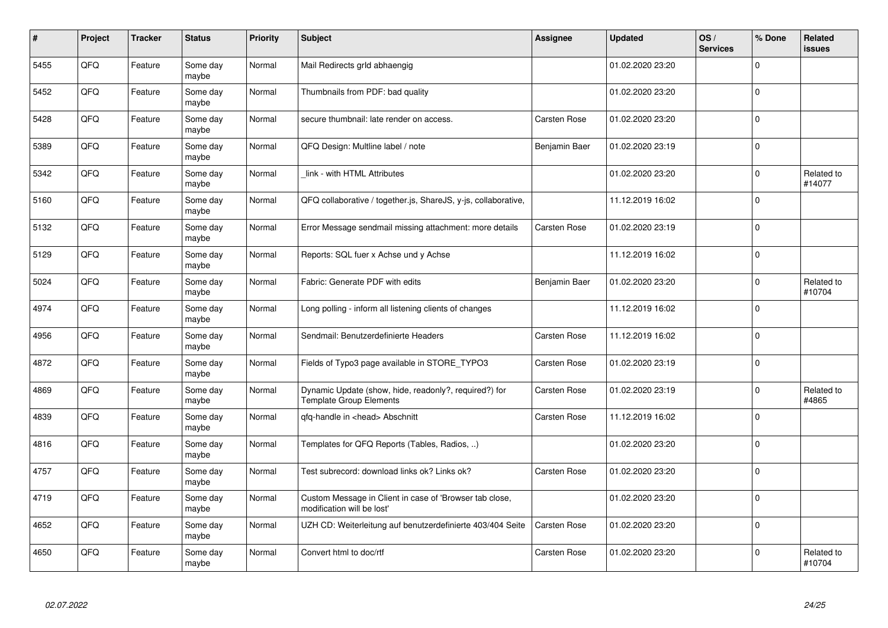| # | Project | Tracker | Status | Priority | Subject | Assignee | Updated | OS / Services | % Done | Related issues |
|---|---|---|---|---|---|---|---|---|---|---|
| 5455 | QFQ | Feature | Some day maybe | Normal | Mail Redirects grld abhaengig | | 01.02.2020 23:20 | | 0 | |
| 5452 | QFQ | Feature | Some day maybe | Normal | Thumbnails from PDF: bad quality | | 01.02.2020 23:20 | | 0 | |
| 5428 | QFQ | Feature | Some day maybe | Normal | secure thumbnail: late render on access. | Carsten Rose | 01.02.2020 23:20 | | 0 | |
| 5389 | QFQ | Feature | Some day maybe | Normal | QFQ Design: Multline label / note | Benjamin Baer | 01.02.2020 23:19 | | 0 | |
| 5342 | QFQ | Feature | Some day maybe | Normal | _link - with HTML Attributes | | 01.02.2020 23:20 | | 0 | Related to #14077 |
| 5160 | QFQ | Feature | Some day maybe | Normal | QFQ collaborative / together.js, ShareJS, y-js, collaborative, | | 11.12.2019 16:02 | | 0 | |
| 5132 | QFQ | Feature | Some day maybe | Normal | Error Message sendmail missing attachment: more details | Carsten Rose | 01.02.2020 23:19 | | 0 | |
| 5129 | QFQ | Feature | Some day maybe | Normal | Reports: SQL fuer x Achse und y Achse | | 11.12.2019 16:02 | | 0 | |
| 5024 | QFQ | Feature | Some day maybe | Normal | Fabric: Generate PDF with edits | Benjamin Baer | 01.02.2020 23:20 | | 0 | Related to #10704 |
| 4974 | QFQ | Feature | Some day maybe | Normal | Long polling - inform all listening clients of changes | | 11.12.2019 16:02 | | 0 | |
| 4956 | QFQ | Feature | Some day maybe | Normal | Sendmail: Benutzerdefinierte Headers | Carsten Rose | 11.12.2019 16:02 | | 0 | |
| 4872 | QFQ | Feature | Some day maybe | Normal | Fields of Typo3 page available in STORE_TYPO3 | Carsten Rose | 01.02.2020 23:19 | | 0 | |
| 4869 | QFQ | Feature | Some day maybe | Normal | Dynamic Update (show, hide, readonly?, required?) for Template Group Elements | Carsten Rose | 01.02.2020 23:19 | | 0 | Related to #4865 |
| 4839 | QFQ | Feature | Some day maybe | Normal | qfq-handle in <head> Abschnitt | Carsten Rose | 11.12.2019 16:02 | | 0 | |
| 4816 | QFQ | Feature | Some day maybe | Normal | Templates for QFQ Reports (Tables, Radios, ..) | | 01.02.2020 23:20 | | 0 | |
| 4757 | QFQ | Feature | Some day maybe | Normal | Test subrecord: download links ok? Links ok? | Carsten Rose | 01.02.2020 23:20 | | 0 | |
| 4719 | QFQ | Feature | Some day maybe | Normal | Custom Message in Client in case of 'Browser tab close, modification will be lost' | | 01.02.2020 23:20 | | 0 | |
| 4652 | QFQ | Feature | Some day maybe | Normal | UZH CD: Weiterleitung auf benutzerdefinierte 403/404 Seite | Carsten Rose | 01.02.2020 23:20 | | 0 | |
| 4650 | QFQ | Feature | Some day maybe | Normal | Convert html to doc/rtf | Carsten Rose | 01.02.2020 23:20 | | 0 | Related to #10704 |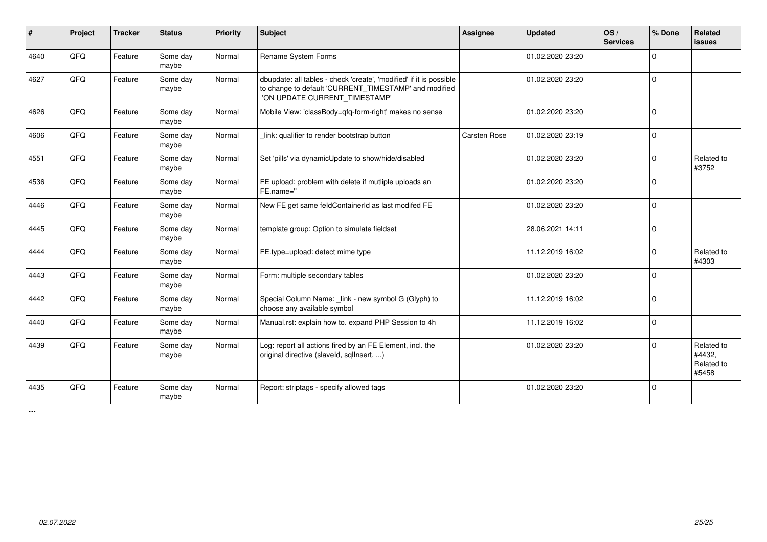| # | Project | Tracker | Status | Priority | Subject | Assignee | Updated | OS / Services | % Done | Related issues |
|---|---|---|---|---|---|---|---|---|---|---|
| 4640 | QFQ | Feature | Some day maybe | Normal | Rename System Forms | | 01.02.2020 23:20 | | 0 | |
| 4627 | QFQ | Feature | Some day maybe | Normal | dbupdate: all tables - check 'create', 'modified' if it is possible to change to default 'CURRENT_TIMESTAMP' and modified 'ON UPDATE CURRENT_TIMESTAMP' | | 01.02.2020 23:20 | | 0 | |
| 4626 | QFQ | Feature | Some day maybe | Normal | Mobile View: 'classBody=qfq-form-right' makes no sense | | 01.02.2020 23:20 | | 0 | |
| 4606 | QFQ | Feature | Some day maybe | Normal | _link: qualifier to render bootstrap button | Carsten Rose | 01.02.2020 23:19 | | 0 | |
| 4551 | QFQ | Feature | Some day maybe | Normal | Set 'pills' via dynamicUpdate to show/hide/disabled | | 01.02.2020 23:20 | | 0 | Related to #3752 |
| 4536 | QFQ | Feature | Some day maybe | Normal | FE upload: problem with delete if mutliple uploads an FE.name='' | | 01.02.2020 23:20 | | 0 | |
| 4446 | QFQ | Feature | Some day maybe | Normal | New FE get same feldContainerId as last modifed FE | | 01.02.2020 23:20 | | 0 | |
| 4445 | QFQ | Feature | Some day maybe | Normal | template group: Option to simulate fieldset | | 28.06.2021 14:11 | | 0 | |
| 4444 | QFQ | Feature | Some day maybe | Normal | FE.type=upload: detect mime type | | 11.12.2019 16:02 | | 0 | Related to #4303 |
| 4443 | QFQ | Feature | Some day maybe | Normal | Form: multiple secondary tables | | 01.02.2020 23:20 | | 0 | |
| 4442 | QFQ | Feature | Some day maybe | Normal | Special Column Name: _link - new symbol G (Glyph) to choose any available symbol | | 11.12.2019 16:02 | | 0 | |
| 4440 | QFQ | Feature | Some day maybe | Normal | Manual.rst: explain how to. expand PHP Session to 4h | | 11.12.2019 16:02 | | 0 | |
| 4439 | QFQ | Feature | Some day maybe | Normal | Log: report all actions fired by an FE Element, incl. the original directive (slaveId, sqlInsert, ...) | | 01.02.2020 23:20 | | 0 | Related to #4432, Related to #5458 |
| 4435 | QFQ | Feature | Some day maybe | Normal | Report: striptags - specify allowed tags | | 01.02.2020 23:20 | | 0 | |

...